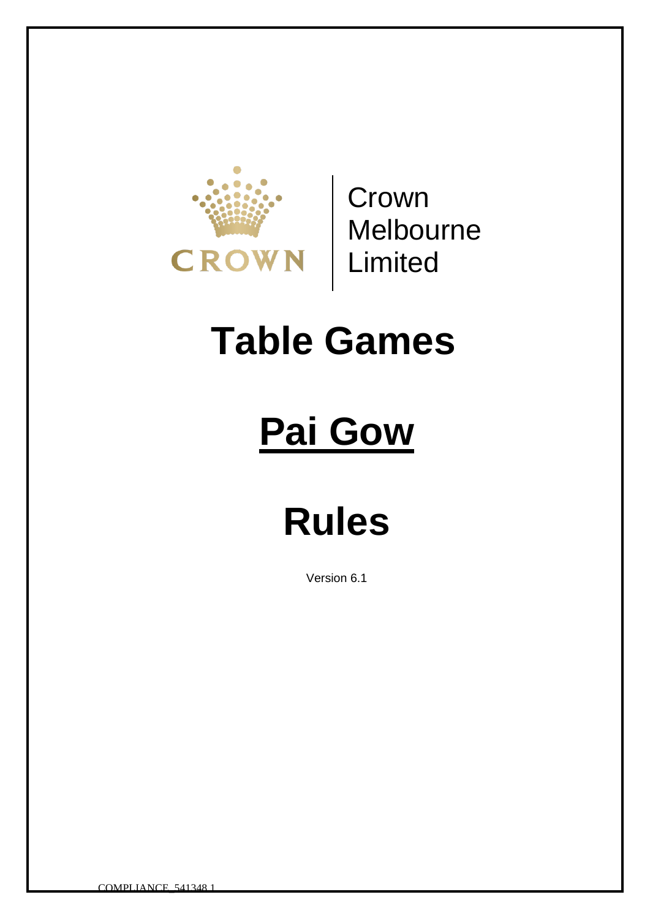CROWN

Crown Melbourne Limited

# Table Games

# Pai Gow

# Rules

Version 6.1

COMPLIANCE_541348.1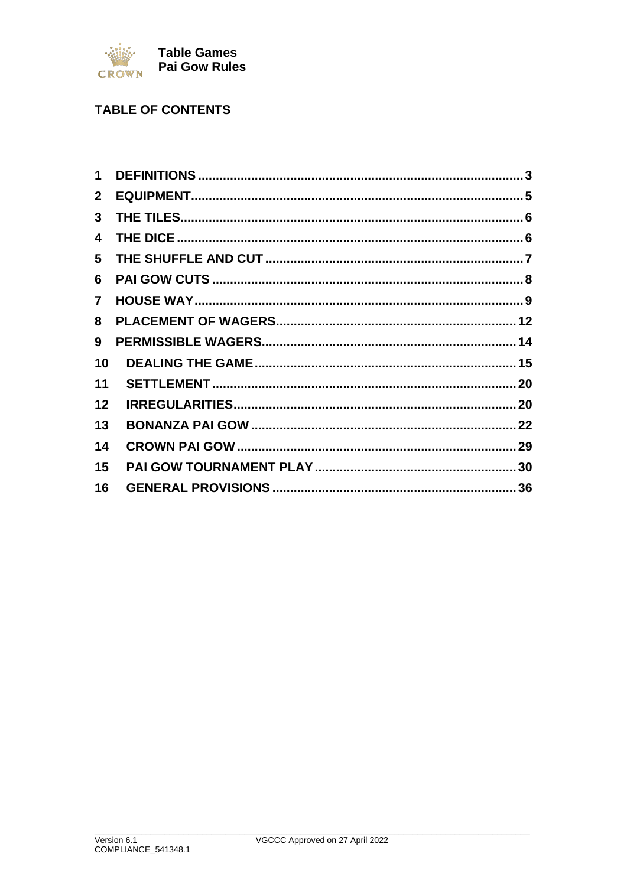## TABLE OF CONTENTS

| | | |
|---|---|---|
| 1 | DEFINITIONS | 3 |
| 2 | EQUIPMENT | 5 |
| 3 | THE TILES | 6 |
| 4 | THE DICE | 6 |
| 5 | THE SHUFFLE AND CUT | 7 |
| 6 | PAI GOW CUTS | 8 |
| 7 | HOUSE WAY | 9 |
| 8 | PLACEMENT OF WAGERS | 12 |
| 9 | PERMISSIBLE WAGERS | 14 |
| 10 | DEALING THE GAME | 15 |
| 11 | SETTLEMENT | 20 |
| 12 | IRREGULARITIES | 20 |
| 13 | BONANZA PAI GOW | 22 |
| 14 | CROWN PAI GOW | 29 |
| 15 | PAI GOW TOURNAMENT PLAY | 30 |
| 16 | GENERAL PROVISIONS | 36 |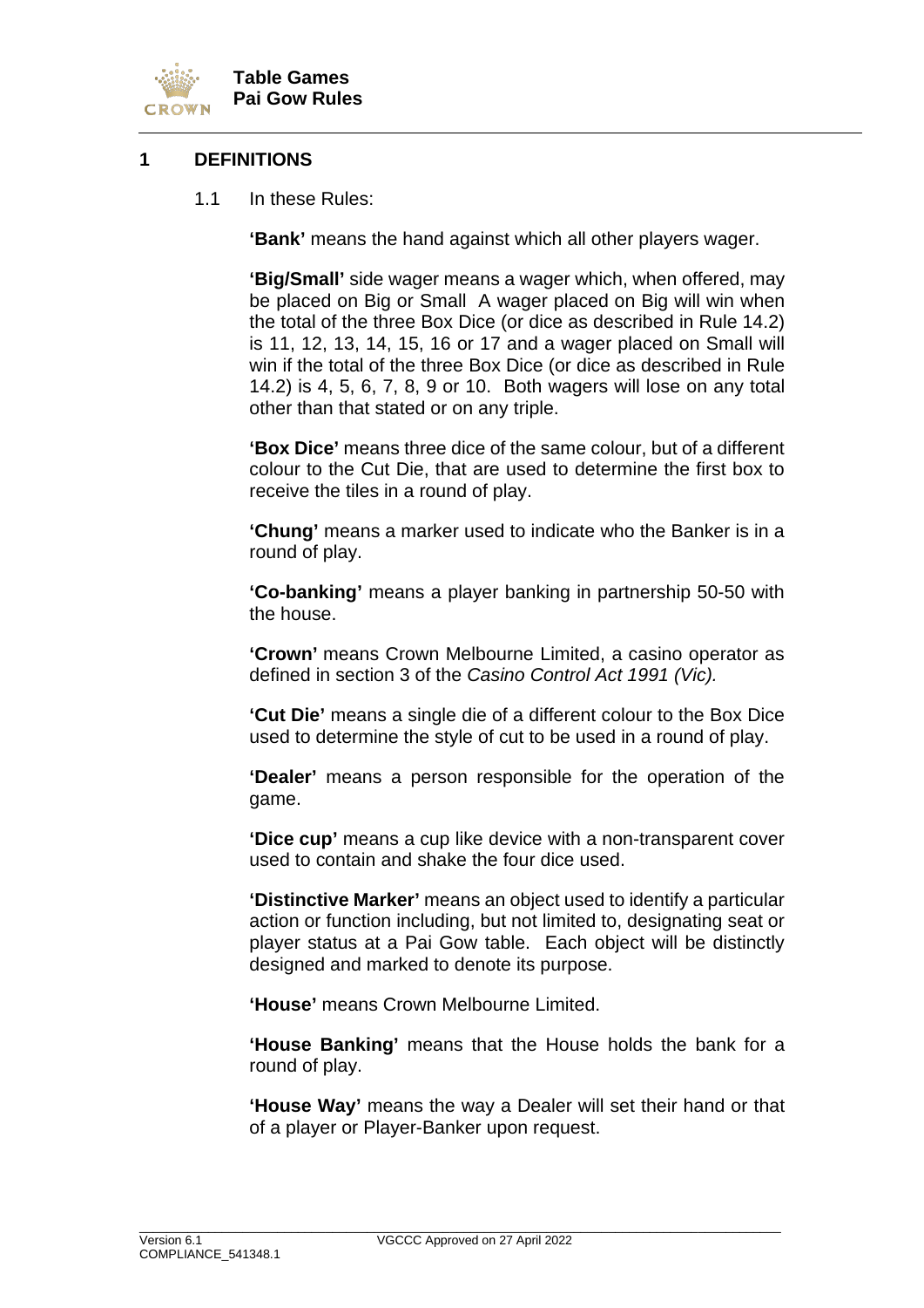## 1 DEFINITIONS

1.1 In these Rules:

**'Bank'** means the hand against which all other players wager.

**'Big/Small'** side wager means a wager which, when offered, may be placed on Big or Small A wager placed on Big will win when the total of the three Box Dice (or dice as described in Rule 14.2) is 11, 12, 13, 14, 15, 16 or 17 and a wager placed on Small will win if the total of the three Box Dice (or dice as described in Rule 14.2) is 4, 5, 6, 7, 8, 9 or 10. Both wagers will lose on any total other than that stated or on any triple.

**'Box Dice'** means three dice of the same colour, but of a different colour to the Cut Die, that are used to determine the first box to receive the tiles in a round of play.

**'Chung'** means a marker used to indicate who the Banker is in a round of play.

**'Co-banking'** means a player banking in partnership 50-50 with the house.

**'Crown'** means Crown Melbourne Limited, a casino operator as defined in section 3 of the *Casino Control Act 1991 (Vic).*

**'Cut Die'** means a single die of a different colour to the Box Dice used to determine the style of cut to be used in a round of play.

**'Dealer'** means a person responsible for the operation of the game.

**'Dice cup'** means a cup like device with a non-transparent cover used to contain and shake the four dice used.

**'Distinctive Marker'** means an object used to identify a particular action or function including, but not limited to, designating seat or player status at a Pai Gow table. Each object will be distinctly designed and marked to denote its purpose.

**'House'** means Crown Melbourne Limited.

**'House Banking'** means that the House holds the bank for a round of play.

**'House Way'** means the way a Dealer will set their hand or that of a player or Player-Banker upon request.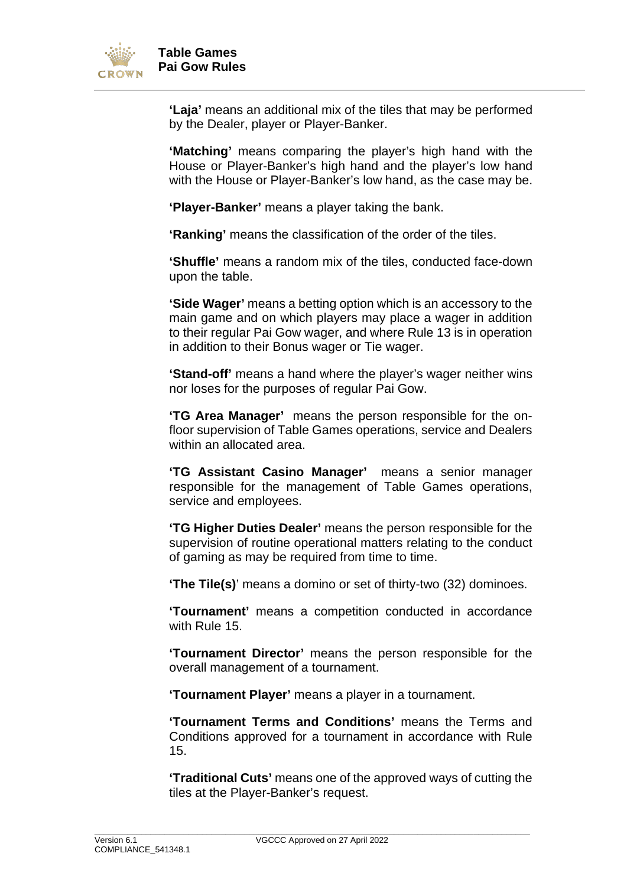**'Laja'** means an additional mix of the tiles that may be performed by the Dealer, player or Player-Banker.

**'Matching'** means comparing the player's high hand with the House or Player-Banker's high hand and the player's low hand with the House or Player-Banker's low hand, as the case may be.

**'Player-Banker'** means a player taking the bank.

**'Ranking'** means the classification of the order of the tiles.

**'Shuffle'** means a random mix of the tiles, conducted face-down upon the table.

**'Side Wager'** means a betting option which is an accessory to the main game and on which players may place a wager in addition to their regular Pai Gow wager, and where Rule 13 is in operation in addition to their Bonus wager or Tie wager.

**'Stand-off'** means a hand where the player's wager neither wins nor loses for the purposes of regular Pai Gow.

**'TG Area Manager'** means the person responsible for the on-floor supervision of Table Games operations, service and Dealers within an allocated area.

**'TG Assistant Casino Manager'** means a senior manager responsible for the management of Table Games operations, service and employees.

**'TG Higher Duties Dealer'** means the person responsible for the supervision of routine operational matters relating to the conduct of gaming as may be required from time to time.

**'The Tile(s)'** means a domino or set of thirty-two (32) dominoes.

**'Tournament'** means a competition conducted in accordance with Rule 15.

**'Tournament Director'** means the person responsible for the overall management of a tournament.

**'Tournament Player'** means a player in a tournament.

**'Tournament Terms and Conditions'** means the Terms and Conditions approved for a tournament in accordance with Rule 15.

**'Traditional Cuts'** means one of the approved ways of cutting the tiles at the Player-Banker's request.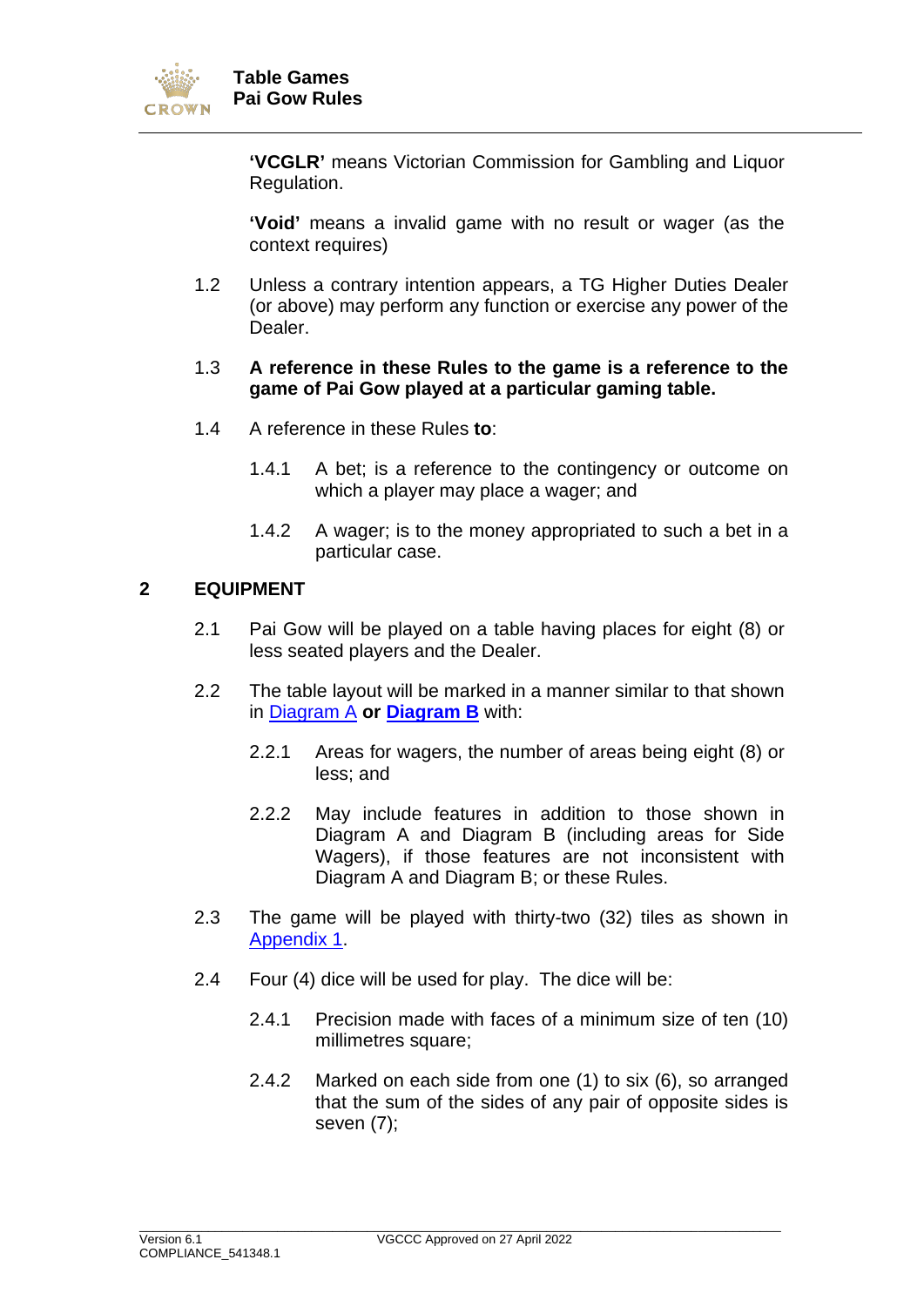**'VCGLR'** means Victorian Commission for Gambling and Liquor Regulation.

**'Void'** means a invalid game with no result or wager (as the context requires)

1.2 Unless a contrary intention appears, a TG Higher Duties Dealer (or above) may perform any function or exercise any power of the Dealer.

1.3 **A reference in these Rules to the game is a reference to the game of Pai Gow played at a particular gaming table.**

1.4 A reference in these Rules **to**:

1.4.1 A bet; is a reference to the contingency or outcome on which a player may place a wager; and

1.4.2 A wager; is to the money appropriated to such a bet in a particular case.

## 2 EQUIPMENT

2.1 Pai Gow will be played on a table having places for eight (8) or less seated players and the Dealer.

2.2 The table layout will be marked in a manner similar to that shown in Diagram A **or Diagram B** with:

2.2.1 Areas for wagers, the number of areas being eight (8) or less; and

2.2.2 May include features in addition to those shown in Diagram A and Diagram B (including areas for Side Wagers), if those features are not inconsistent with Diagram A and Diagram B; or these Rules.

2.3 The game will be played with thirty-two (32) tiles as shown in Appendix 1.

2.4 Four (4) dice will be used for play. The dice will be:

2.4.1 Precision made with faces of a minimum size of ten (10) millimetres square;

2.4.2 Marked on each side from one (1) to six (6), so arranged that the sum of the sides of any pair of opposite sides is seven (7);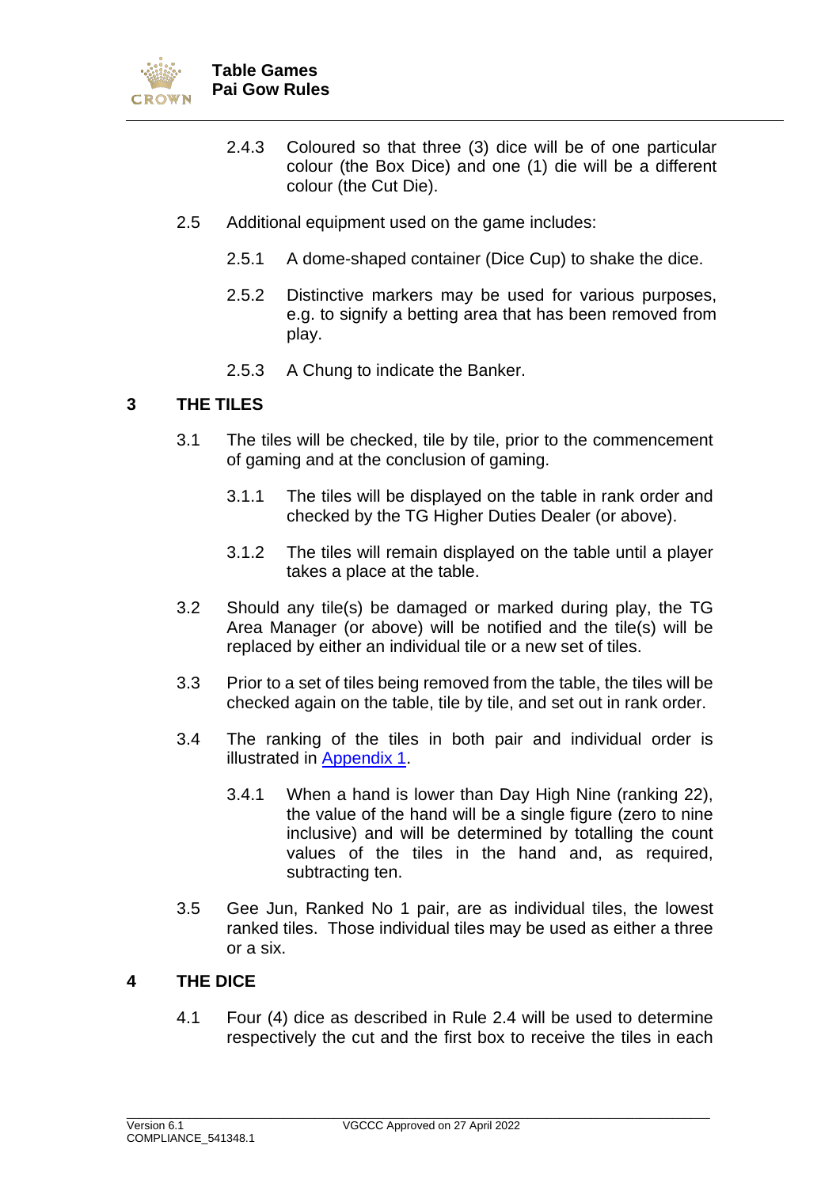2.4.3 Coloured so that three (3) dice will be of one particular colour (the Box Dice) and one (1) die will be a different colour (the Cut Die).

2.5 Additional equipment used on the game includes:

2.5.1 A dome-shaped container (Dice Cup) to shake the dice.

2.5.2 Distinctive markers may be used for various purposes, e.g. to signify a betting area that has been removed from play.

2.5.3 A Chung to indicate the Banker.

## 3 THE TILES

3.1 The tiles will be checked, tile by tile, prior to the commencement of gaming and at the conclusion of gaming.

3.1.1 The tiles will be displayed on the table in rank order and checked by the TG Higher Duties Dealer (or above).

3.1.2 The tiles will remain displayed on the table until a player takes a place at the table.

3.2 Should any tile(s) be damaged or marked during play, the TG Area Manager (or above) will be notified and the tile(s) will be replaced by either an individual tile or a new set of tiles.

3.3 Prior to a set of tiles being removed from the table, the tiles will be checked again on the table, tile by tile, and set out in rank order.

3.4 The ranking of the tiles in both pair and individual order is illustrated in Appendix 1.

3.4.1 When a hand is lower than Day High Nine (ranking 22), the value of the hand will be a single figure (zero to nine inclusive) and will be determined by totalling the count values of the tiles in the hand and, as required, subtracting ten.

3.5 Gee Jun, Ranked No 1 pair, are as individual tiles, the lowest ranked tiles. Those individual tiles may be used as either a three or a six.

## 4 THE DICE

4.1 Four (4) dice as described in Rule 2.4 will be used to determine respectively the cut and the first box to receive the tiles in each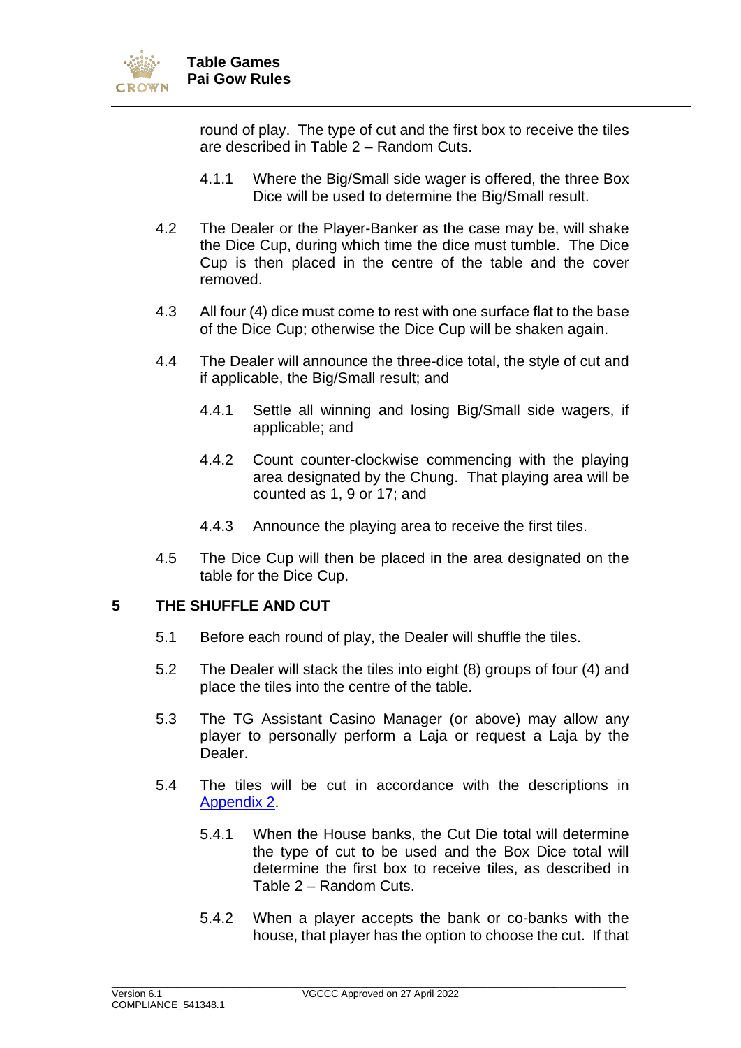round of play. The type of cut and the first box to receive the tiles are described in Table 2 – Random Cuts.

4.1.1 Where the Big/Small side wager is offered, the three Box Dice will be used to determine the Big/Small result.

4.2 The Dealer or the Player-Banker as the case may be, will shake the Dice Cup, during which time the dice must tumble. The Dice Cup is then placed in the centre of the table and the cover removed.

4.3 All four (4) dice must come to rest with one surface flat to the base of the Dice Cup; otherwise the Dice Cup will be shaken again.

4.4 The Dealer will announce the three-dice total, the style of cut and if applicable, the Big/Small result; and

4.4.1 Settle all winning and losing Big/Small side wagers, if applicable; and

4.4.2 Count counter-clockwise commencing with the playing area designated by the Chung. That playing area will be counted as 1, 9 or 17; and

4.4.3 Announce the playing area to receive the first tiles.

4.5 The Dice Cup will then be placed in the area designated on the table for the Dice Cup.

## 5 THE SHUFFLE AND CUT

5.1 Before each round of play, the Dealer will shuffle the tiles.

5.2 The Dealer will stack the tiles into eight (8) groups of four (4) and place the tiles into the centre of the table.

5.3 The TG Assistant Casino Manager (or above) may allow any player to personally perform a Laja or request a Laja by the Dealer.

5.4 The tiles will be cut in accordance with the descriptions in Appendix 2.

5.4.1 When the House banks, the Cut Die total will determine the type of cut to be used and the Box Dice total will determine the first box to receive tiles, as described in Table 2 – Random Cuts.

5.4.2 When a player accepts the bank or co-banks with the house, that player has the option to choose the cut. If that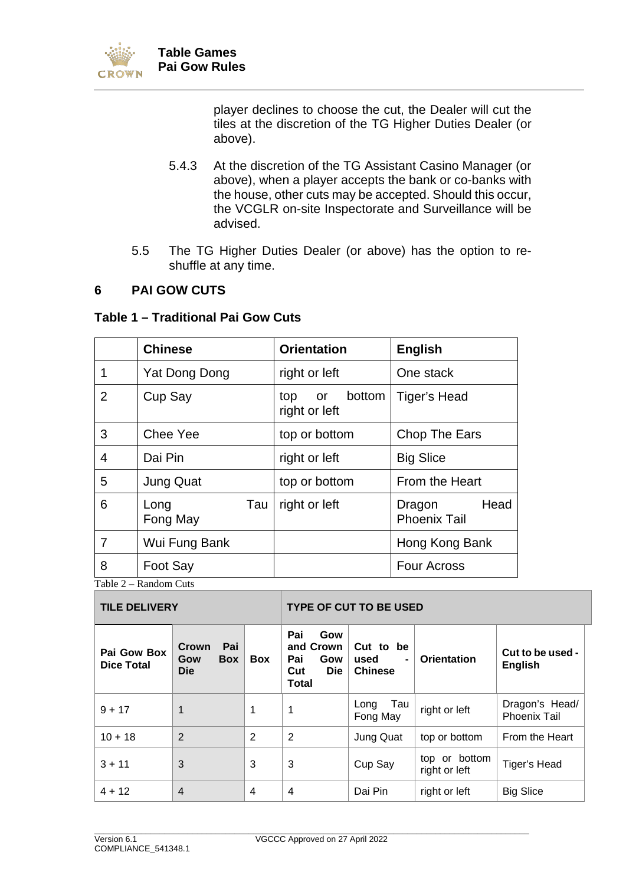player declines to choose the cut, the Dealer will cut the tiles at the discretion of the TG Higher Duties Dealer (or above).

5.4.3 At the discretion of the TG Assistant Casino Manager (or above), when a player accepts the bank or co-banks with the house, other cuts may be accepted. Should this occur, the VCGLR on-site Inspectorate and Surveillance will be advised.

5.5 The TG Higher Duties Dealer (or above) has the option to re-shuffle at any time.

## 6 PAI GOW CUTS

### Table 1 – Traditional Pai Gow Cuts

| | Chinese | Orientation | English |
|---|---|---|---|
| 1 | Yat Dong Dong | right or left | One stack |
| 2 | Cup Say | top or bottom right or left | Tiger's Head |
| 3 | Chee Yee | top or bottom | Chop The Ears |
| 4 | Dai Pin | right or left | Big Slice |
| 5 | Jung Quat | top or bottom | From the Heart |
| 6 | Long Tau Fong May | right or left | Dragon Head Phoenix Tail |
| 7 | Wui Fung Bank | | Hong Kong Bank |
| 8 | Foot Say | | Four Across |

Table 2 – Random Cuts

| TILE DELIVERY | | | TYPE OF CUT TO BE USED | | | |
|---|---|---|---|---|---|---|
| **Pai Gow Box Dice Total** | **Crown Pai Gow Box Die** | **Box** | **Pai Gow and Crown Pai Gow Cut Die Total** | **Cut to be used - Chinese** | **Orientation** | **Cut to be used - English** |
| 9 + 17 | 1 | 1 | 1 | Long Tau Fong May | right or left | Dragon's Head/ Phoenix Tail |
| 10 + 18 | 2 | 2 | 2 | Jung Quat | top or bottom | From the Heart |
| 3 + 11 | 3 | 3 | 3 | Cup Say | top or bottom right or left | Tiger's Head |
| 4 + 12 | 4 | 4 | 4 | Dai Pin | right or left | Big Slice |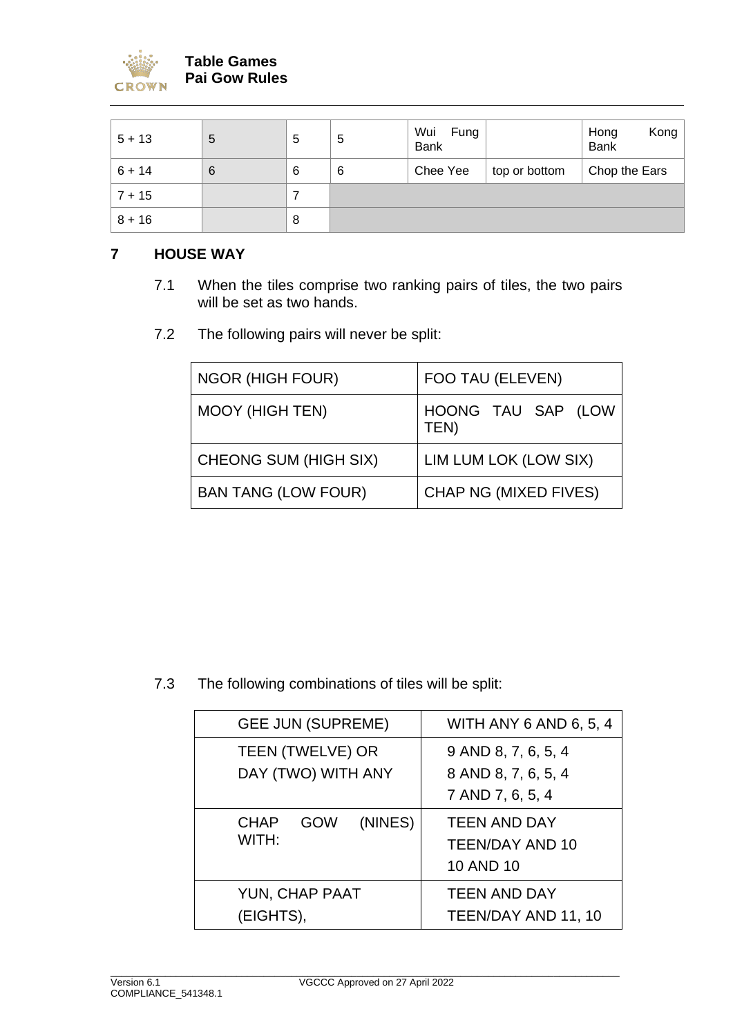| | | | | | | |
|---|---|---|---|---|---|---|
| 5 + 13 | 5 | 5 | 5 | Wui Fung Bank | | Hong Kong Bank |
| 6 + 14 | 6 | 6 | 6 | Chee Yee | top or bottom | Chop the Ears |
| 7 + 15 | | 7 | | | | |
| 8 + 16 | | 8 | | | | |

## 7 HOUSE WAY

7.1 When the tiles comprise two ranking pairs of tiles, the two pairs will be set as two hands.

7.2 The following pairs will never be split:

| | |
|---|---|
| NGOR (HIGH FOUR) | FOO TAU (ELEVEN) |
| MOOY (HIGH TEN) | HOONG TAU SAP (LOW TEN) |
| CHEONG SUM (HIGH SIX) | LIM LUM LOK (LOW SIX) |
| BAN TANG (LOW FOUR) | CHAP NG (MIXED FIVES) |

7.3 The following combinations of tiles will be split:

| | |
|---|---|
| GEE JUN (SUPREME) | WITH ANY 6 AND 6, 5, 4 |
| TEEN (TWELVE) OR DAY (TWO) WITH ANY | 9 AND 8, 7, 6, 5, 4<br>8 AND 8, 7, 6, 5, 4<br>7 AND 7, 6, 5, 4 |
| CHAP GOW (NINES) WITH: | TEEN AND DAY<br>TEEN/DAY AND 10<br>10 AND 10 |
| YUN, CHAP PAAT (EIGHTS), | TEEN AND DAY<br>TEEN/DAY AND 11, 10 |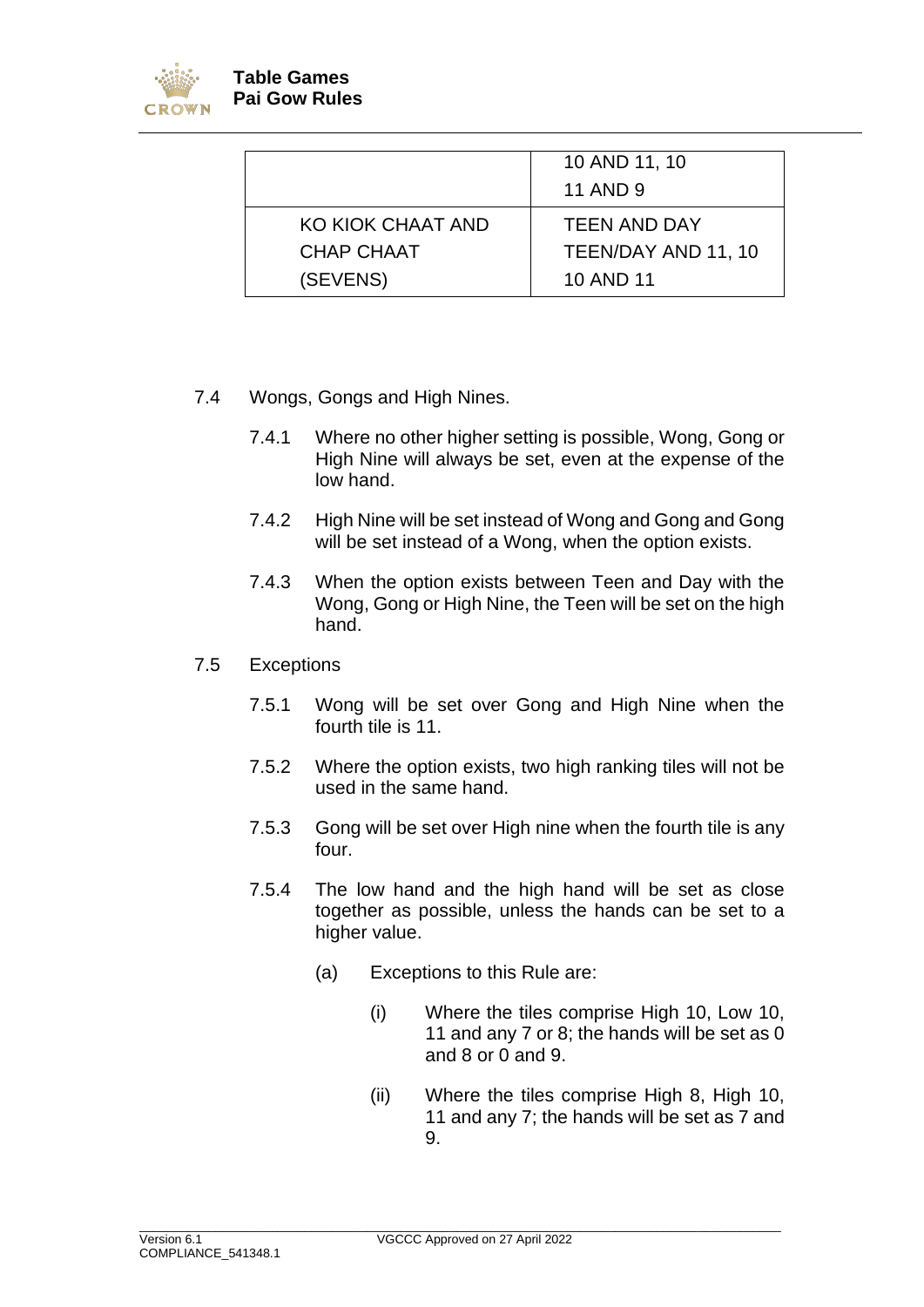| | |
|---|---|
| | 10 AND 11, 10<br>11 AND 9 |
| KO KIOK CHAAT AND CHAP CHAAT (SEVENS) | TEEN AND DAY<br>TEEN/DAY AND 11, 10<br>10 AND 11 |

7.4 Wongs, Gongs and High Nines.

7.4.1 Where no other higher setting is possible, Wong, Gong or High Nine will always be set, even at the expense of the low hand.

7.4.2 High Nine will be set instead of Wong and Gong and Gong will be set instead of a Wong, when the option exists.

7.4.3 When the option exists between Teen and Day with the Wong, Gong or High Nine, the Teen will be set on the high hand.

7.5 Exceptions

7.5.1 Wong will be set over Gong and High Nine when the fourth tile is 11.

7.5.2 Where the option exists, two high ranking tiles will not be used in the same hand.

7.5.3 Gong will be set over High nine when the fourth tile is any four.

7.5.4 The low hand and the high hand will be set as close together as possible, unless the hands can be set to a higher value.

(a) Exceptions to this Rule are:

(i) Where the tiles comprise High 10, Low 10, 11 and any 7 or 8; the hands will be set as 0 and 8 or 0 and 9.

(ii) Where the tiles comprise High 8, High 10, 11 and any 7; the hands will be set as 7 and 9.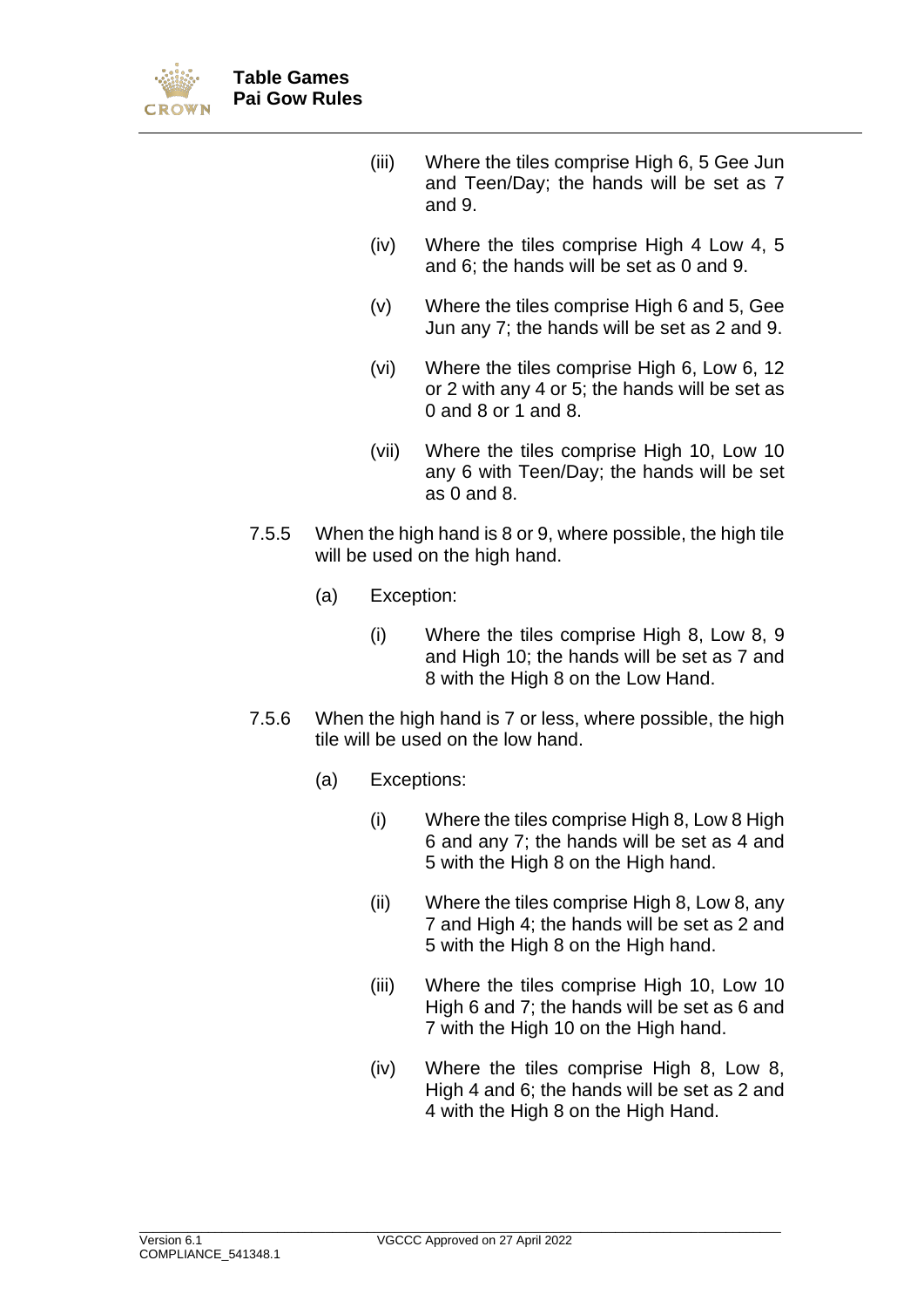(iii) Where the tiles comprise High 6, 5 Gee Jun and Teen/Day; the hands will be set as 7 and 9.

(iv) Where the tiles comprise High 4 Low 4, 5 and 6; the hands will be set as 0 and 9.

(v) Where the tiles comprise High 6 and 5, Gee Jun any 7; the hands will be set as 2 and 9.

(vi) Where the tiles comprise High 6, Low 6, 12 or 2 with any 4 or 5; the hands will be set as 0 and 8 or 1 and 8.

(vii) Where the tiles comprise High 10, Low 10 any 6 with Teen/Day; the hands will be set as 0 and 8.

7.5.5 When the high hand is 8 or 9, where possible, the high tile will be used on the high hand.

(a) Exception:

(i) Where the tiles comprise High 8, Low 8, 9 and High 10; the hands will be set as 7 and 8 with the High 8 on the Low Hand.

7.5.6 When the high hand is 7 or less, where possible, the high tile will be used on the low hand.

(a) Exceptions:

(i) Where the tiles comprise High 8, Low 8 High 6 and any 7; the hands will be set as 4 and 5 with the High 8 on the High hand.

(ii) Where the tiles comprise High 8, Low 8, any 7 and High 4; the hands will be set as 2 and 5 with the High 8 on the High hand.

(iii) Where the tiles comprise High 10, Low 10 High 6 and 7; the hands will be set as 6 and 7 with the High 10 on the High hand.

(iv) Where the tiles comprise High 8, Low 8, High 4 and 6; the hands will be set as 2 and 4 with the High 8 on the High Hand.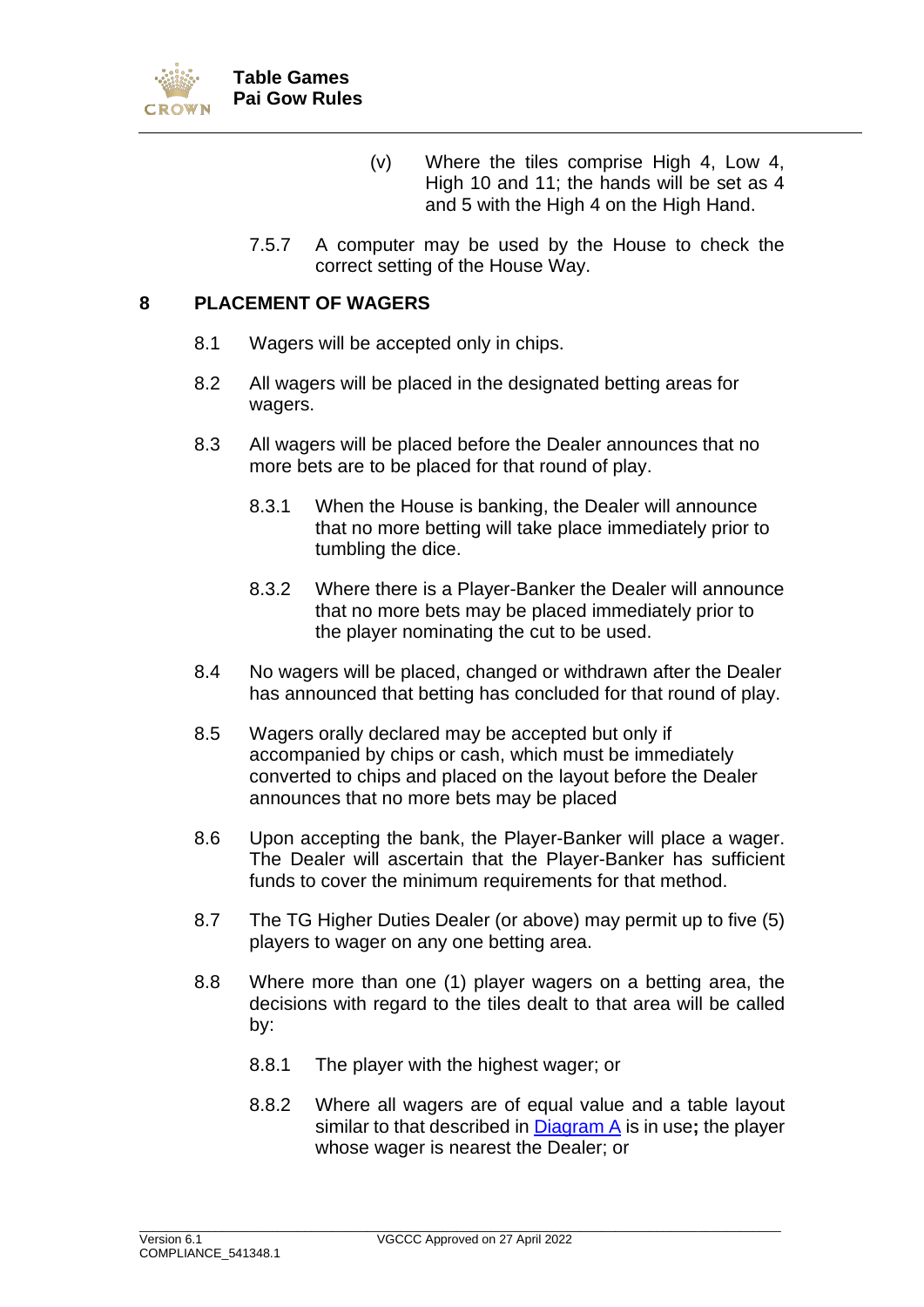(v) Where the tiles comprise High 4, Low 4, High 10 and 11; the hands will be set as 4 and 5 with the High 4 on the High Hand.

7.5.7 A computer may be used by the House to check the correct setting of the House Way.

## 8 PLACEMENT OF WAGERS

8.1 Wagers will be accepted only in chips.

8.2 All wagers will be placed in the designated betting areas for wagers.

8.3 All wagers will be placed before the Dealer announces that no more bets are to be placed for that round of play.

8.3.1 When the House is banking, the Dealer will announce that no more betting will take place immediately prior to tumbling the dice.

8.3.2 Where there is a Player-Banker the Dealer will announce that no more bets may be placed immediately prior to the player nominating the cut to be used.

8.4 No wagers will be placed, changed or withdrawn after the Dealer has announced that betting has concluded for that round of play.

8.5 Wagers orally declared may be accepted but only if accompanied by chips or cash, which must be immediately converted to chips and placed on the layout before the Dealer announces that no more bets may be placed

8.6 Upon accepting the bank, the Player-Banker will place a wager. The Dealer will ascertain that the Player-Banker has sufficient funds to cover the minimum requirements for that method.

8.7 The TG Higher Duties Dealer (or above) may permit up to five (5) players to wager on any one betting area.

8.8 Where more than one (1) player wagers on a betting area, the decisions with regard to the tiles dealt to that area will be called by:

8.8.1 The player with the highest wager; or

8.8.2 Where all wagers are of equal value and a table layout similar to that described in Diagram A is in use**;** the player whose wager is nearest the Dealer; or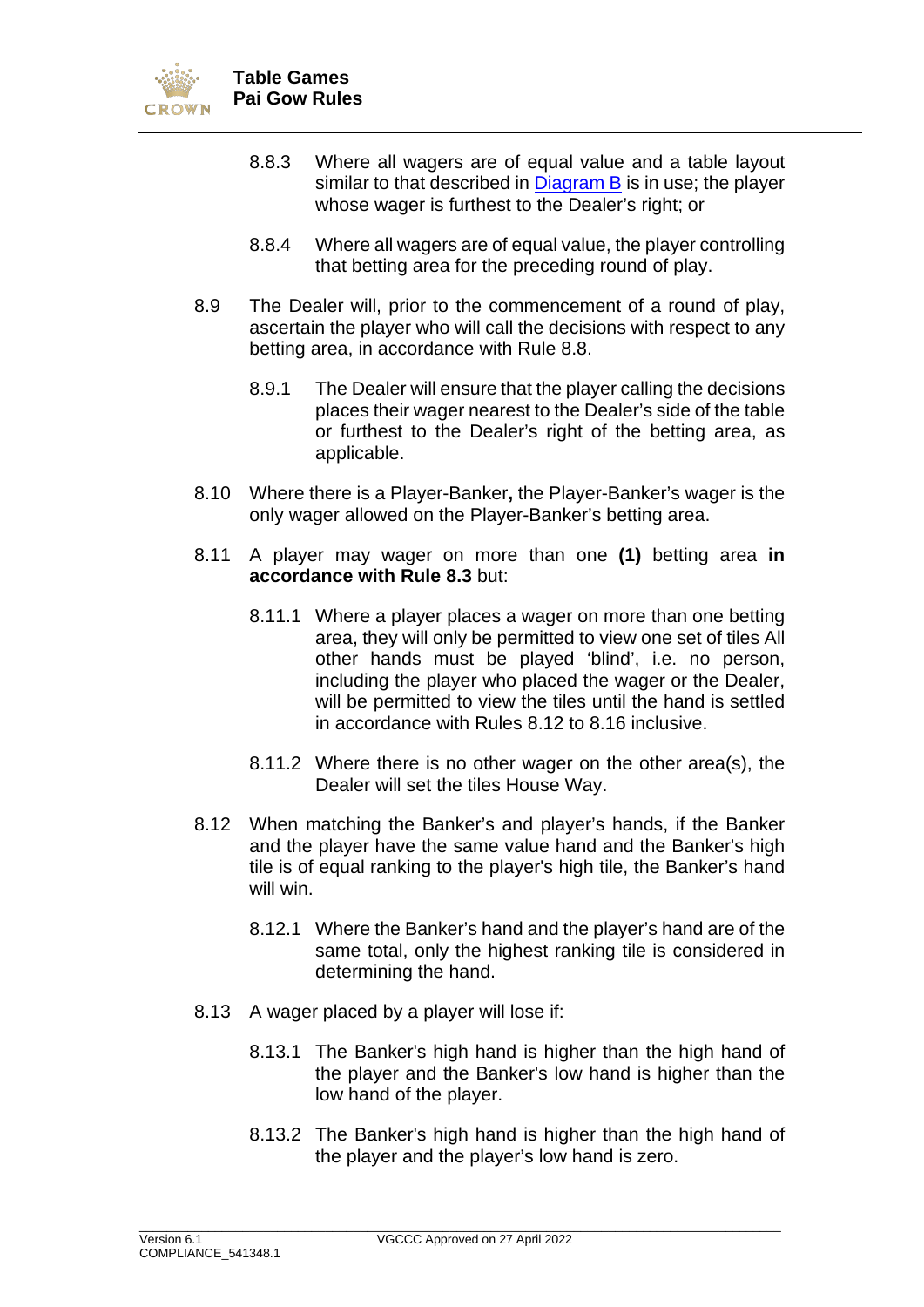8.8.3 Where all wagers are of equal value and a table layout similar to that described in Diagram B is in use; the player whose wager is furthest to the Dealer's right; or

8.8.4 Where all wagers are of equal value, the player controlling that betting area for the preceding round of play.

8.9 The Dealer will, prior to the commencement of a round of play, ascertain the player who will call the decisions with respect to any betting area, in accordance with Rule 8.8.

8.9.1 The Dealer will ensure that the player calling the decisions places their wager nearest to the Dealer's side of the table or furthest to the Dealer's right of the betting area, as applicable.

8.10 Where there is a Player-Banker**,** the Player-Banker's wager is the only wager allowed on the Player-Banker's betting area.

8.11 A player may wager on more than one **(1)** betting area **in accordance with Rule 8.3** but:

8.11.1 Where a player places a wager on more than one betting area, they will only be permitted to view one set of tiles All other hands must be played 'blind', i.e. no person, including the player who placed the wager or the Dealer, will be permitted to view the tiles until the hand is settled in accordance with Rules 8.12 to 8.16 inclusive.

8.11.2 Where there is no other wager on the other area(s), the Dealer will set the tiles House Way.

8.12 When matching the Banker's and player's hands, if the Banker and the player have the same value hand and the Banker's high tile is of equal ranking to the player's high tile, the Banker's hand will win.

8.12.1 Where the Banker's hand and the player's hand are of the same total, only the highest ranking tile is considered in determining the hand.

8.13 A wager placed by a player will lose if:

8.13.1 The Banker's high hand is higher than the high hand of the player and the Banker's low hand is higher than the low hand of the player.

8.13.2 The Banker's high hand is higher than the high hand of the player and the player's low hand is zero.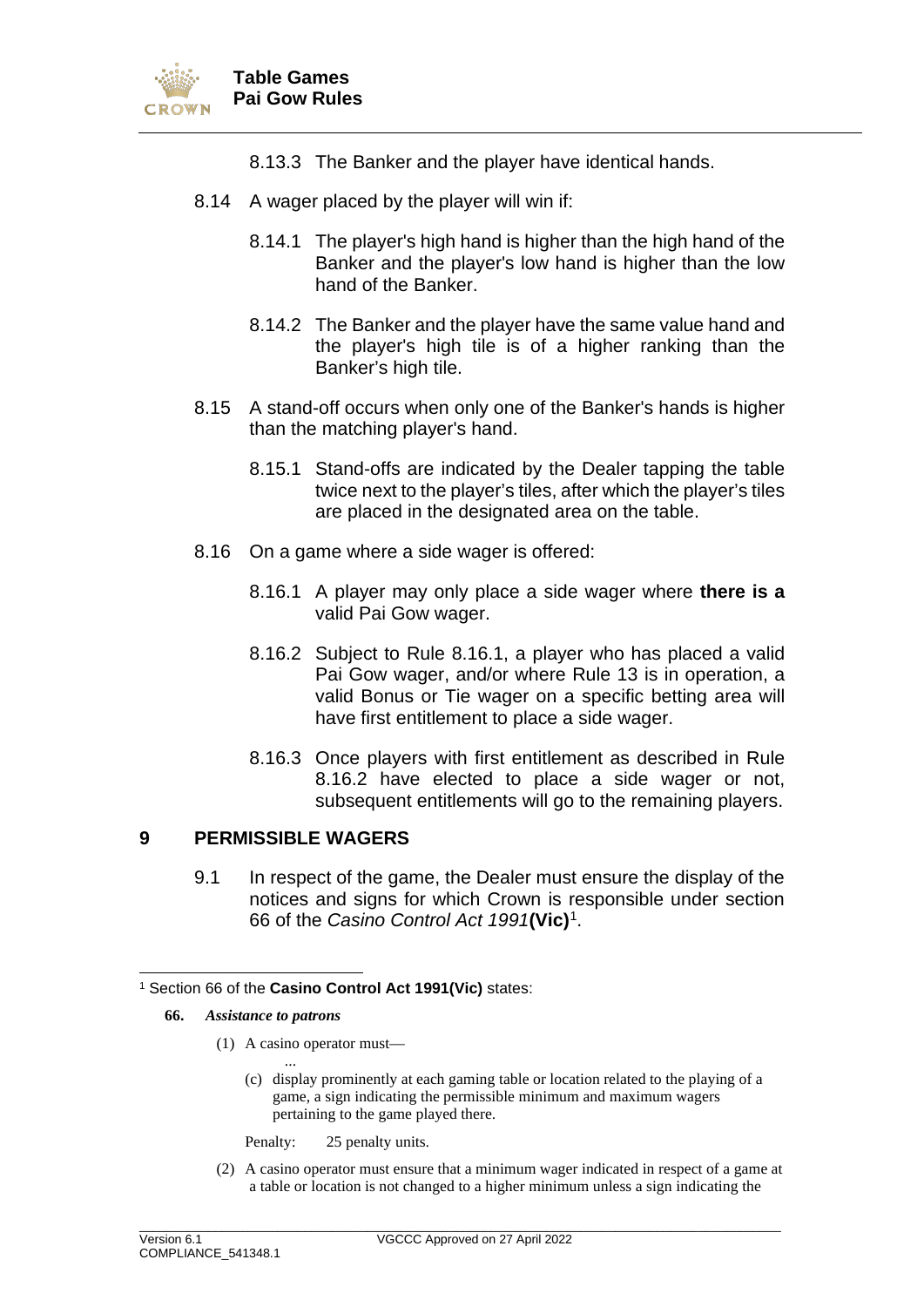8.13.3 The Banker and the player have identical hands.

8.14 A wager placed by the player will win if:

8.14.1 The player's high hand is higher than the high hand of the Banker and the player's low hand is higher than the low hand of the Banker.

8.14.2 The Banker and the player have the same value hand and the player's high tile is of a higher ranking than the Banker's high tile.

8.15 A stand-off occurs when only one of the Banker's hands is higher than the matching player's hand.

8.15.1 Stand-offs are indicated by the Dealer tapping the table twice next to the player's tiles, after which the player's tiles are placed in the designated area on the table.

8.16 On a game where a side wager is offered:

8.16.1 A player may only place a side wager where **there is a** valid Pai Gow wager.

8.16.2 Subject to Rule 8.16.1, a player who has placed a valid Pai Gow wager, and/or where Rule 13 is in operation, a valid Bonus or Tie wager on a specific betting area will have first entitlement to place a side wager.

8.16.3 Once players with first entitlement as described in Rule 8.16.2 have elected to place a side wager or not, subsequent entitlements will go to the remaining players.

## 9 PERMISSIBLE WAGERS

9.1 In respect of the game, the Dealer must ensure the display of the notices and signs for which Crown is responsible under section 66 of the *Casino Control Act 1991* **(Vic)**[1].

---

[1] Section 66 of the **Casino Control Act 1991(Vic)** states:

**66.** ***Assistance to patrons***

(1) A casino operator must—

...

(c) display prominently at each gaming table or location related to the playing of a game, a sign indicating the permissible minimum and maximum wagers pertaining to the game played there.

Penalty: 25 penalty units.

(2) A casino operator must ensure that a minimum wager indicated in respect of a game at a table or location is not changed to a higher minimum unless a sign indicating the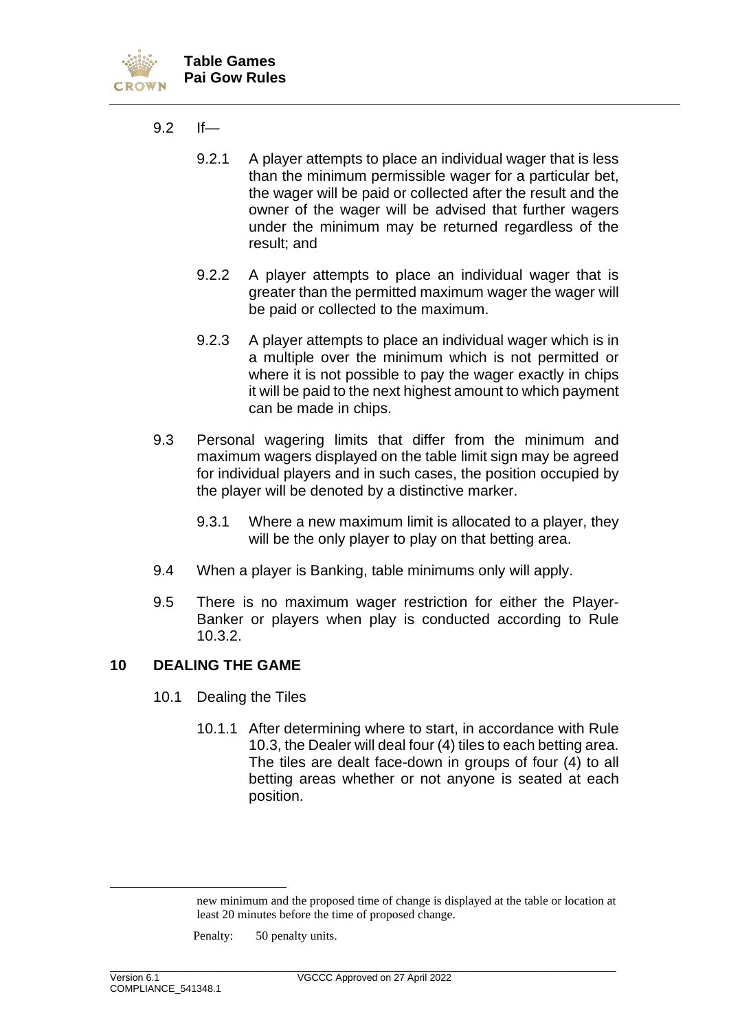9.2 If—

9.2.1 A player attempts to place an individual wager that is less than the minimum permissible wager for a particular bet, the wager will be paid or collected after the result and the owner of the wager will be advised that further wagers under the minimum may be returned regardless of the result; and

9.2.2 A player attempts to place an individual wager that is greater than the permitted maximum wager the wager will be paid or collected to the maximum.

9.2.3 A player attempts to place an individual wager which is in a multiple over the minimum which is not permitted or where it is not possible to pay the wager exactly in chips it will be paid to the next highest amount to which payment can be made in chips.

9.3 Personal wagering limits that differ from the minimum and maximum wagers displayed on the table limit sign may be agreed for individual players and in such cases, the position occupied by the player will be denoted by a distinctive marker.

9.3.1 Where a new maximum limit is allocated to a player, they will be the only player to play on that betting area.

9.4 When a player is Banking, table minimums only will apply.

9.5 There is no maximum wager restriction for either the Player-Banker or players when play is conducted according to Rule 10.3.2.

## 10 DEALING THE GAME

10.1 Dealing the Tiles

10.1.1 After determining where to start, in accordance with Rule 10.3, the Dealer will deal four (4) tiles to each betting area. The tiles are dealt face-down in groups of four (4) to all betting areas whether or not anyone is seated at each position.

---

new minimum and the proposed time of change is displayed at the table or location at least 20 minutes before the time of proposed change.

Penalty: 50 penalty units.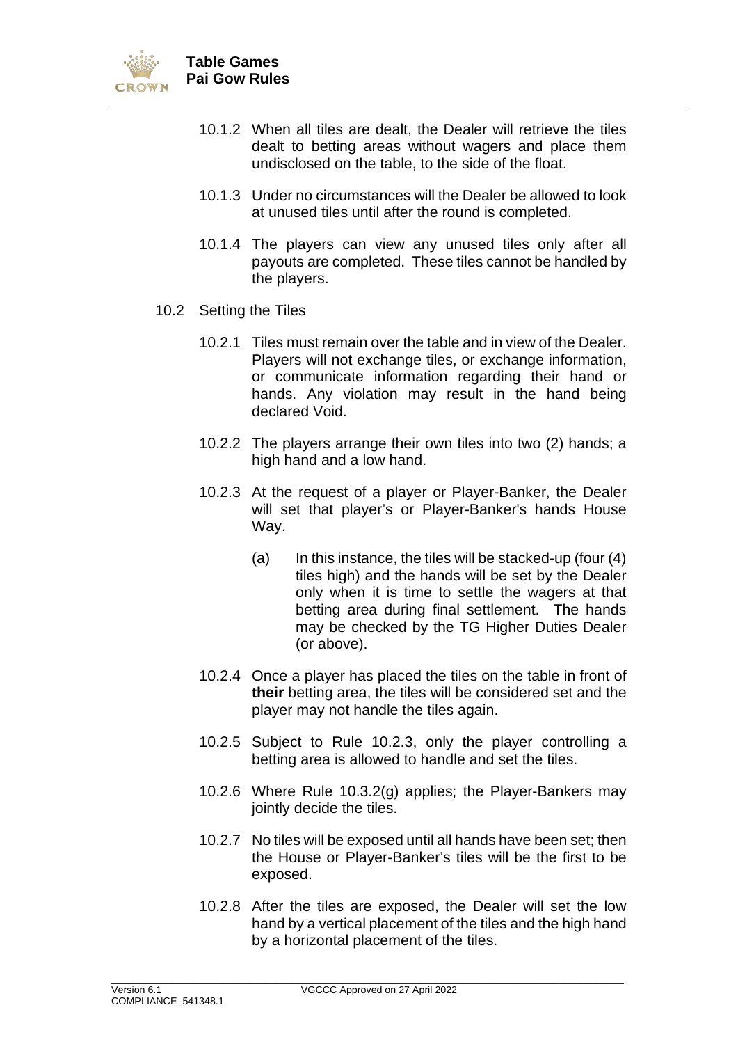10.1.2 When all tiles are dealt, the Dealer will retrieve the tiles dealt to betting areas without wagers and place them undisclosed on the table, to the side of the float.

10.1.3 Under no circumstances will the Dealer be allowed to look at unused tiles until after the round is completed.

10.1.4 The players can view any unused tiles only after all payouts are completed. These tiles cannot be handled by the players.

10.2 Setting the Tiles

10.2.1 Tiles must remain over the table and in view of the Dealer. Players will not exchange tiles, or exchange information, or communicate information regarding their hand or hands. Any violation may result in the hand being declared Void.

10.2.2 The players arrange their own tiles into two (2) hands; a high hand and a low hand.

10.2.3 At the request of a player or Player-Banker, the Dealer will set that player's or Player-Banker's hands House Way.

(a) In this instance, the tiles will be stacked-up (four (4) tiles high) and the hands will be set by the Dealer only when it is time to settle the wagers at that betting area during final settlement. The hands may be checked by the TG Higher Duties Dealer (or above).

10.2.4 Once a player has placed the tiles on the table in front of **their** betting area, the tiles will be considered set and the player may not handle the tiles again.

10.2.5 Subject to Rule 10.2.3, only the player controlling a betting area is allowed to handle and set the tiles.

10.2.6 Where Rule 10.3.2(g) applies; the Player-Bankers may jointly decide the tiles.

10.2.7 No tiles will be exposed until all hands have been set; then the House or Player-Banker's tiles will be the first to be exposed.

10.2.8 After the tiles are exposed, the Dealer will set the low hand by a vertical placement of the tiles and the high hand by a horizontal placement of the tiles.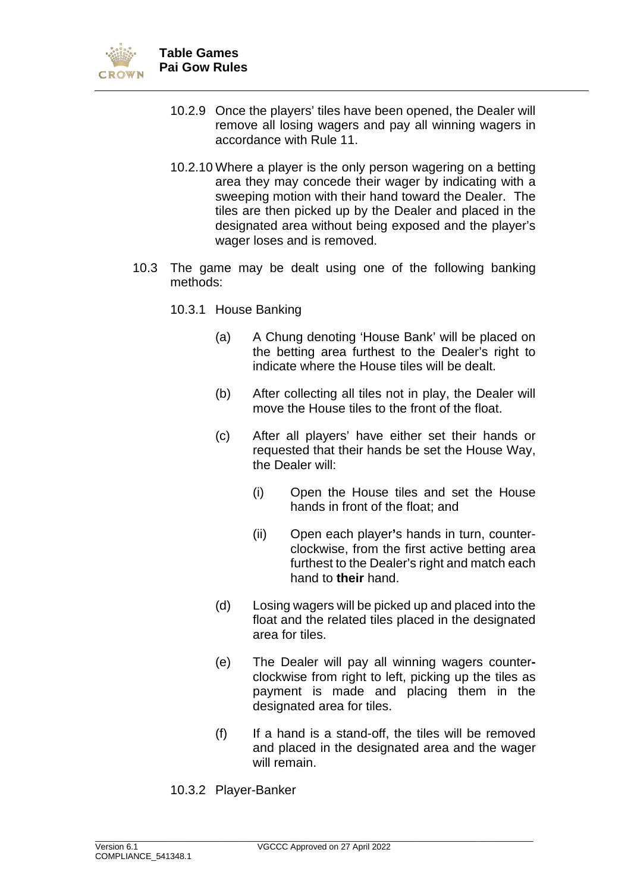10.2.9 Once the players' tiles have been opened, the Dealer will remove all losing wagers and pay all winning wagers in accordance with Rule 11.

10.2.10 Where a player is the only person wagering on a betting area they may concede their wager by indicating with a sweeping motion with their hand toward the Dealer. The tiles are then picked up by the Dealer and placed in the designated area without being exposed and the player's wager loses and is removed.

10.3 The game may be dealt using one of the following banking methods:

10.3.1 House Banking

(a) A Chung denoting 'House Bank' will be placed on the betting area furthest to the Dealer's right to indicate where the House tiles will be dealt.

(b) After collecting all tiles not in play, the Dealer will move the House tiles to the front of the float.

(c) After all players' have either set their hands or requested that their hands be set the House Way, the Dealer will:

(i) Open the House tiles and set the House hands in front of the float; and

(ii) Open each player**'**s hands in turn, counter-clockwise, from the first active betting area furthest to the Dealer's right and match each hand to **their** hand.

(d) Losing wagers will be picked up and placed into the float and the related tiles placed in the designated area for tiles.

(e) The Dealer will pay all winning wagers counter**-**clockwise from right to left, picking up the tiles as payment is made and placing them in the designated area for tiles.

(f) If a hand is a stand-off, the tiles will be removed and placed in the designated area and the wager will remain.

10.3.2 Player-Banker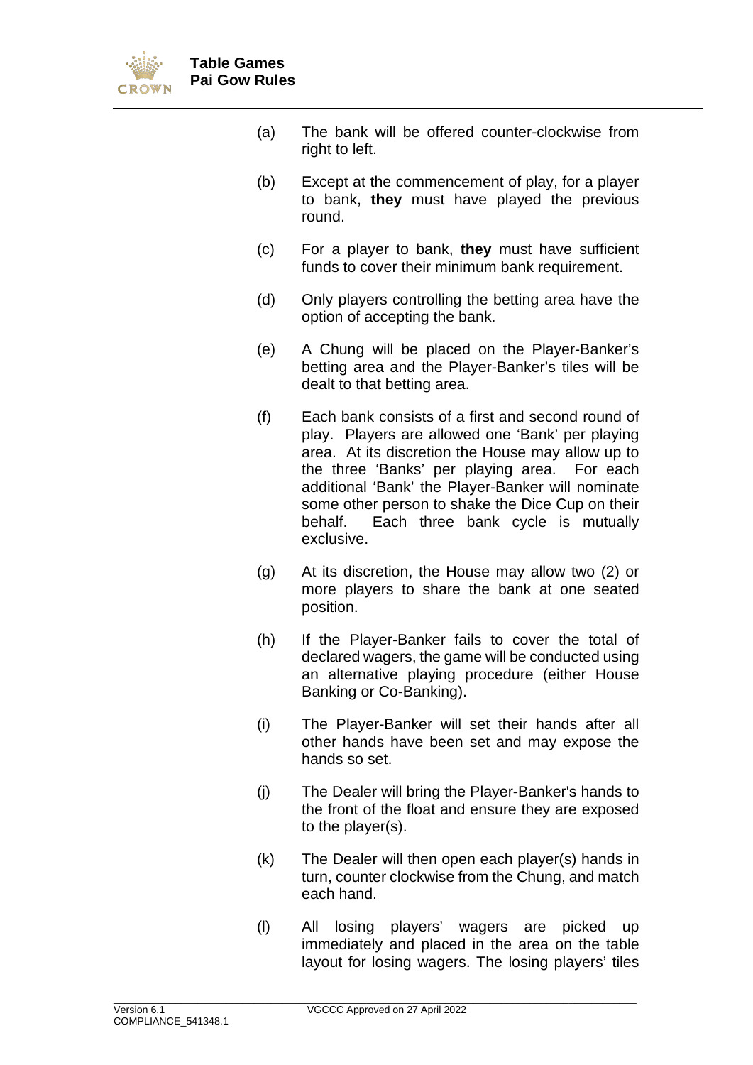(a) The bank will be offered counter-clockwise from right to left.

(b) Except at the commencement of play, for a player to bank, **they** must have played the previous round.

(c) For a player to bank, **they** must have sufficient funds to cover their minimum bank requirement.

(d) Only players controlling the betting area have the option of accepting the bank.

(e) A Chung will be placed on the Player-Banker's betting area and the Player-Banker's tiles will be dealt to that betting area.

(f) Each bank consists of a first and second round of play. Players are allowed one 'Bank' per playing area. At its discretion the House may allow up to the three 'Banks' per playing area. For each additional 'Bank' the Player-Banker will nominate some other person to shake the Dice Cup on their behalf. Each three bank cycle is mutually exclusive.

(g) At its discretion, the House may allow two (2) or more players to share the bank at one seated position.

(h) If the Player-Banker fails to cover the total of declared wagers, the game will be conducted using an alternative playing procedure (either House Banking or Co-Banking).

(i) The Player-Banker will set their hands after all other hands have been set and may expose the hands so set.

(j) The Dealer will bring the Player-Banker's hands to the front of the float and ensure they are exposed to the player(s).

(k) The Dealer will then open each player(s) hands in turn, counter clockwise from the Chung, and match each hand.

(l) All losing players' wagers are picked up immediately and placed in the area on the table layout for losing wagers. The losing players' tiles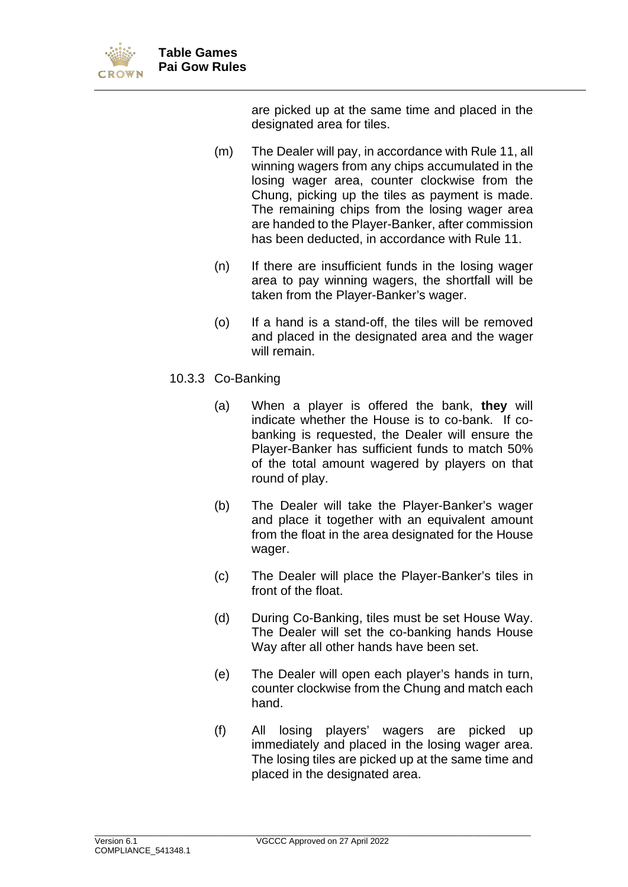are picked up at the same time and placed in the designated area for tiles.

(m) The Dealer will pay, in accordance with Rule 11, all winning wagers from any chips accumulated in the losing wager area, counter clockwise from the Chung, picking up the tiles as payment is made. The remaining chips from the losing wager area are handed to the Player-Banker, after commission has been deducted, in accordance with Rule 11.

(n) If there are insufficient funds in the losing wager area to pay winning wagers, the shortfall will be taken from the Player-Banker's wager.

(o) If a hand is a stand-off, the tiles will be removed and placed in the designated area and the wager will remain.

10.3.3 Co-Banking

(a) When a player is offered the bank, **they** will indicate whether the House is to co-bank. If co-banking is requested, the Dealer will ensure the Player-Banker has sufficient funds to match 50% of the total amount wagered by players on that round of play.

(b) The Dealer will take the Player-Banker's wager and place it together with an equivalent amount from the float in the area designated for the House wager.

(c) The Dealer will place the Player-Banker's tiles in front of the float.

(d) During Co-Banking, tiles must be set House Way. The Dealer will set the co-banking hands House Way after all other hands have been set.

(e) The Dealer will open each player's hands in turn, counter clockwise from the Chung and match each hand.

(f) All losing players' wagers are picked up immediately and placed in the losing wager area. The losing tiles are picked up at the same time and placed in the designated area.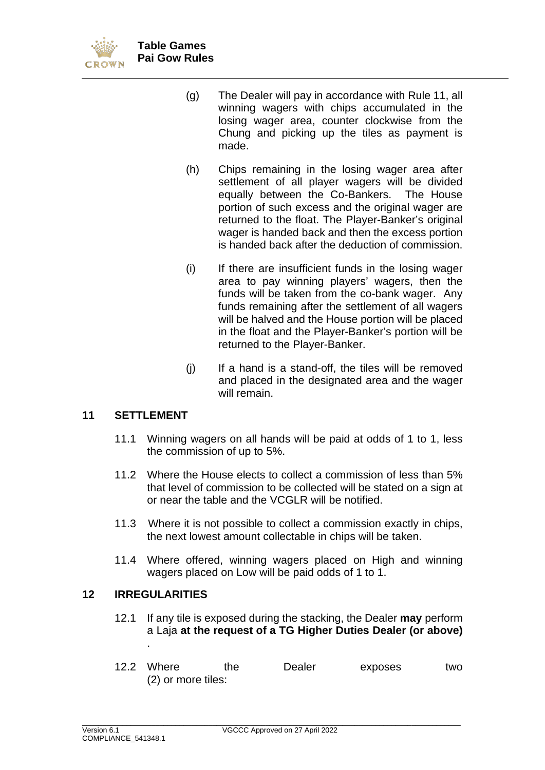(g) The Dealer will pay in accordance with Rule 11, all winning wagers with chips accumulated in the losing wager area, counter clockwise from the Chung and picking up the tiles as payment is made.

(h) Chips remaining in the losing wager area after settlement of all player wagers will be divided equally between the Co-Bankers. The House portion of such excess and the original wager are returned to the float. The Player-Banker's original wager is handed back and then the excess portion is handed back after the deduction of commission.

(i) If there are insufficient funds in the losing wager area to pay winning players' wagers, then the funds will be taken from the co-bank wager. Any funds remaining after the settlement of all wagers will be halved and the House portion will be placed in the float and the Player-Banker's portion will be returned to the Player-Banker.

(j) If a hand is a stand-off, the tiles will be removed and placed in the designated area and the wager will remain.

## 11 SETTLEMENT

11.1 Winning wagers on all hands will be paid at odds of 1 to 1, less the commission of up to 5%.

11.2 Where the House elects to collect a commission of less than 5% that level of commission to be collected will be stated on a sign at or near the table and the VCGLR will be notified.

11.3 Where it is not possible to collect a commission exactly in chips, the next lowest amount collectable in chips will be taken.

11.4 Where offered, winning wagers placed on High and winning wagers placed on Low will be paid odds of 1 to 1.

## 12 IRREGULARITIES

12.1 If any tile is exposed during the stacking, the Dealer **may** perform a Laja **at the request of a TG Higher Duties Dealer (or above)** .

12.2 Where the Dealer exposes two (2) or more tiles: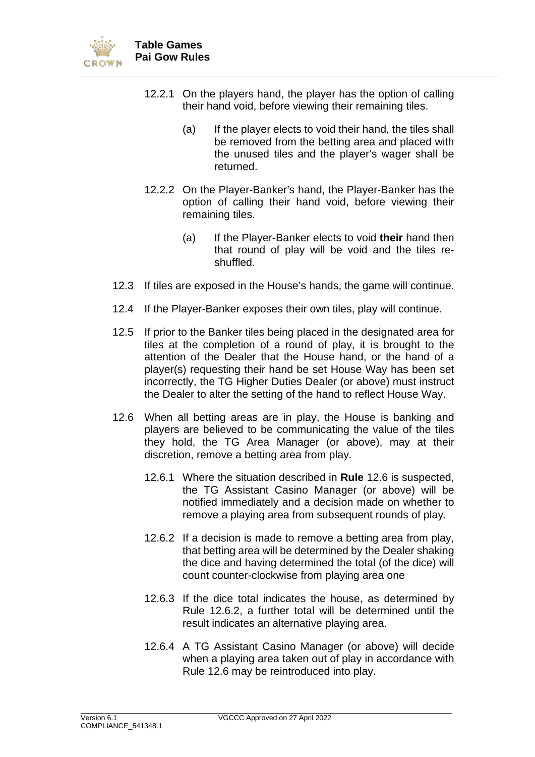12.2.1 On the players hand, the player has the option of calling their hand void, before viewing their remaining tiles.

(a) If the player elects to void their hand, the tiles shall be removed from the betting area and placed with the unused tiles and the player's wager shall be returned.

12.2.2 On the Player-Banker's hand, the Player-Banker has the option of calling their hand void, before viewing their remaining tiles.

(a) If the Player-Banker elects to void **their** hand then that round of play will be void and the tiles re-shuffled.

12.3 If tiles are exposed in the House's hands, the game will continue.

12.4 If the Player-Banker exposes their own tiles, play will continue.

12.5 If prior to the Banker tiles being placed in the designated area for tiles at the completion of a round of play, it is brought to the attention of the Dealer that the House hand, or the hand of a player(s) requesting their hand be set House Way has been set incorrectly, the TG Higher Duties Dealer (or above) must instruct the Dealer to alter the setting of the hand to reflect House Way.

12.6 When all betting areas are in play, the House is banking and players are believed to be communicating the value of the tiles they hold, the TG Area Manager (or above), may at their discretion, remove a betting area from play.

12.6.1 Where the situation described in **Rule** 12.6 is suspected, the TG Assistant Casino Manager (or above) will be notified immediately and a decision made on whether to remove a playing area from subsequent rounds of play.

12.6.2 If a decision is made to remove a betting area from play, that betting area will be determined by the Dealer shaking the dice and having determined the total (of the dice) will count counter-clockwise from playing area one

12.6.3 If the dice total indicates the house, as determined by Rule 12.6.2, a further total will be determined until the result indicates an alternative playing area.

12.6.4 A TG Assistant Casino Manager (or above) will decide when a playing area taken out of play in accordance with Rule 12.6 may be reintroduced into play.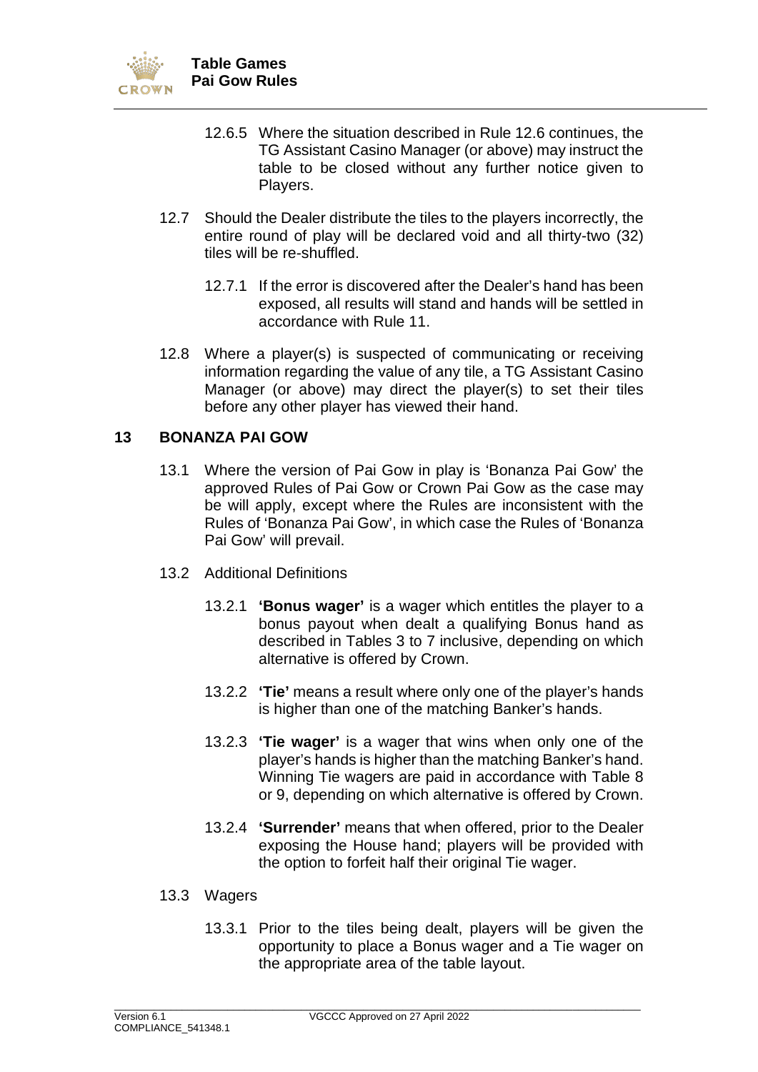12.6.5 Where the situation described in Rule 12.6 continues, the TG Assistant Casino Manager (or above) may instruct the table to be closed without any further notice given to Players.

12.7 Should the Dealer distribute the tiles to the players incorrectly, the entire round of play will be declared void and all thirty-two (32) tiles will be re-shuffled.

12.7.1 If the error is discovered after the Dealer's hand has been exposed, all results will stand and hands will be settled in accordance with Rule 11.

12.8 Where a player(s) is suspected of communicating or receiving information regarding the value of any tile, a TG Assistant Casino Manager (or above) may direct the player(s) to set their tiles before any other player has viewed their hand.

## 13 BONANZA PAI GOW

13.1 Where the version of Pai Gow in play is 'Bonanza Pai Gow' the approved Rules of Pai Gow or Crown Pai Gow as the case may be will apply, except where the Rules are inconsistent with the Rules of 'Bonanza Pai Gow', in which case the Rules of 'Bonanza Pai Gow' will prevail.

13.2 Additional Definitions

13.2.1 **'Bonus wager'** is a wager which entitles the player to a bonus payout when dealt a qualifying Bonus hand as described in Tables 3 to 7 inclusive, depending on which alternative is offered by Crown.

13.2.2 **'Tie'** means a result where only one of the player's hands is higher than one of the matching Banker's hands.

13.2.3 **'Tie wager'** is a wager that wins when only one of the player's hands is higher than the matching Banker's hand. Winning Tie wagers are paid in accordance with Table 8 or 9, depending on which alternative is offered by Crown.

13.2.4 **'Surrender'** means that when offered, prior to the Dealer exposing the House hand; players will be provided with the option to forfeit half their original Tie wager.

13.3 Wagers

13.3.1 Prior to the tiles being dealt, players will be given the opportunity to place a Bonus wager and a Tie wager on the appropriate area of the table layout.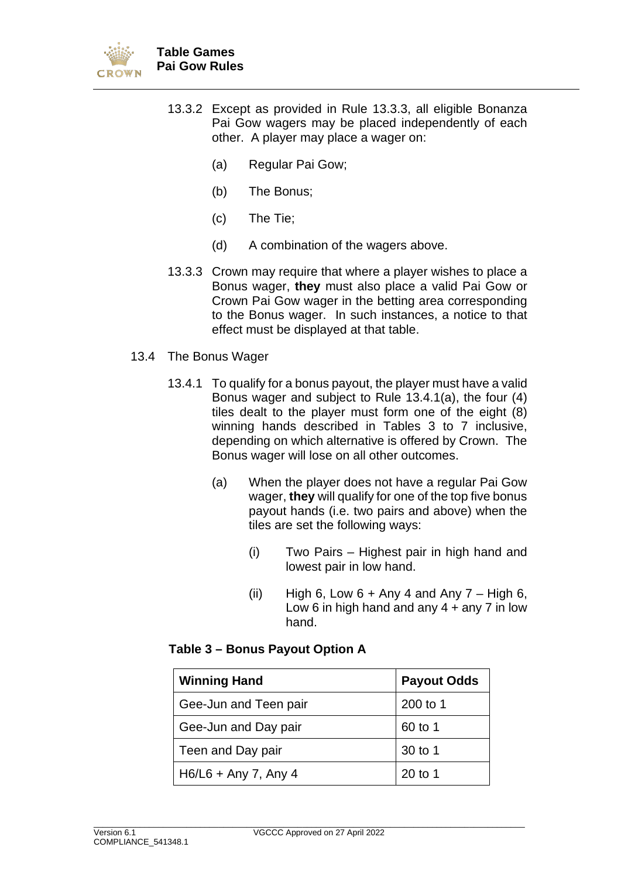13.3.2 Except as provided in Rule 13.3.3, all eligible Bonanza Pai Gow wagers may be placed independently of each other. A player may place a wager on:

(a) Regular Pai Gow;

(b) The Bonus;

(c) The Tie;

(d) A combination of the wagers above.

13.3.3 Crown may require that where a player wishes to place a Bonus wager, **they** must also place a valid Pai Gow or Crown Pai Gow wager in the betting area corresponding to the Bonus wager. In such instances, a notice to that effect must be displayed at that table.

13.4 The Bonus Wager

13.4.1 To qualify for a bonus payout, the player must have a valid Bonus wager and subject to Rule 13.4.1(a), the four (4) tiles dealt to the player must form one of the eight (8) winning hands described in Tables 3 to 7 inclusive, depending on which alternative is offered by Crown. The Bonus wager will lose on all other outcomes.

(a) When the player does not have a regular Pai Gow wager, **they** will qualify for one of the top five bonus payout hands (i.e. two pairs and above) when the tiles are set the following ways:

(i) Two Pairs – Highest pair in high hand and lowest pair in low hand.

(ii) High 6, Low 6 + Any 4 and Any 7 – High 6, Low 6 in high hand and any 4 + any 7 in low hand.

**Table 3 – Bonus Payout Option A**

| Winning Hand | Payout Odds |
|---|---|
| Gee-Jun and Teen pair | 200 to 1 |
| Gee-Jun and Day pair | 60 to 1 |
| Teen and Day pair | 30 to 1 |
| H6/L6 + Any 7, Any 4 | 20 to 1 |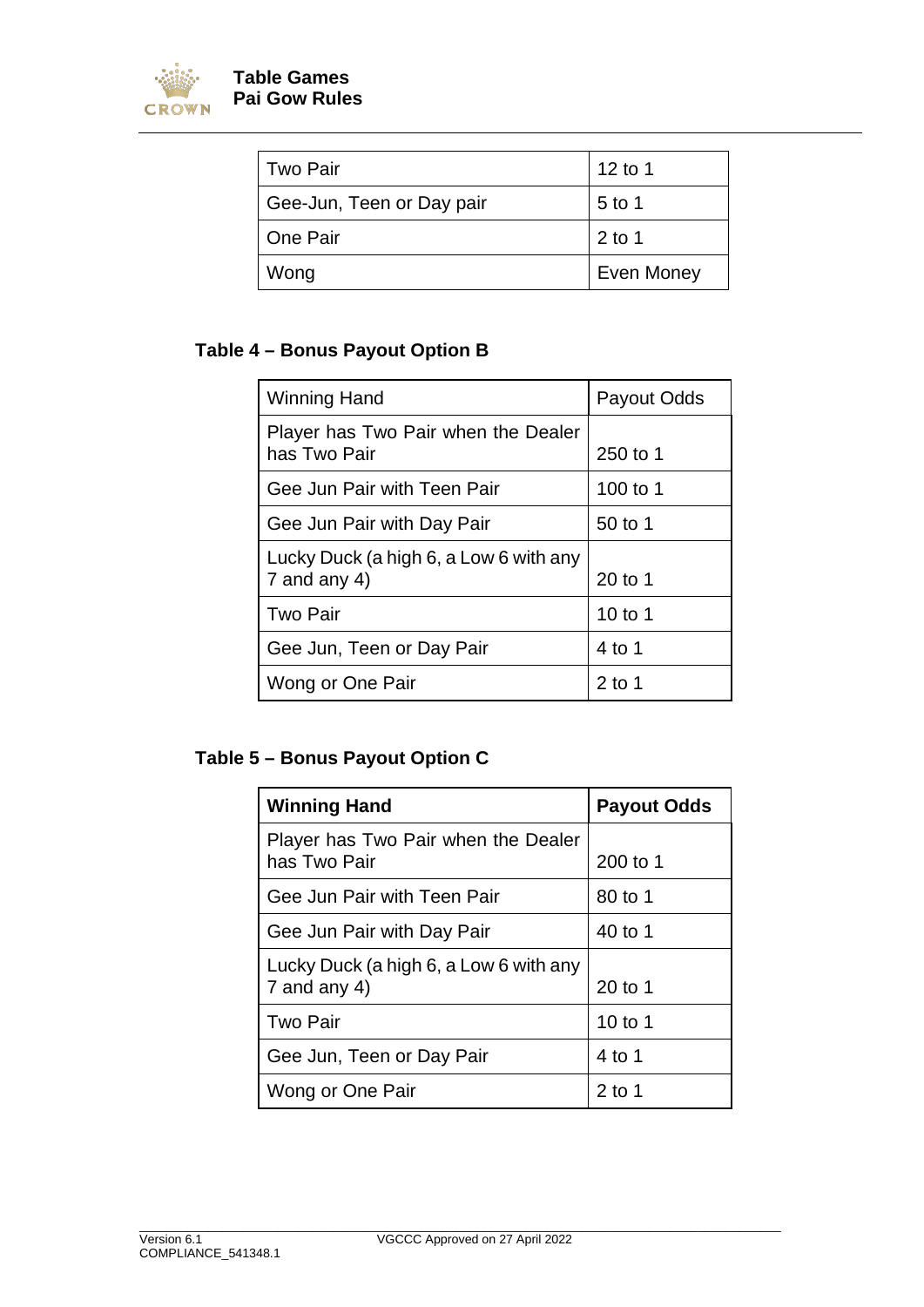| | |
|---|---|
| Two Pair | 12 to 1 |
| Gee-Jun, Teen or Day pair | 5 to 1 |
| One Pair | 2 to 1 |
| Wong | Even Money |

**Table 4 – Bonus Payout Option B**

| Winning Hand | Payout Odds |
|---|---|
| Player has Two Pair when the Dealer has Two Pair | 250 to 1 |
| Gee Jun Pair with Teen Pair | 100 to 1 |
| Gee Jun Pair with Day Pair | 50 to 1 |
| Lucky Duck (a high 6, a Low 6 with any 7 and any 4) | 20 to 1 |
| Two Pair | 10 to 1 |
| Gee Jun, Teen or Day Pair | 4 to 1 |
| Wong or One Pair | 2 to 1 |

**Table 5 – Bonus Payout Option C**

| **Winning Hand** | **Payout Odds** |
|---|---|
| Player has Two Pair when the Dealer has Two Pair | 200 to 1 |
| Gee Jun Pair with Teen Pair | 80 to 1 |
| Gee Jun Pair with Day Pair | 40 to 1 |
| Lucky Duck (a high 6, a Low 6 with any 7 and any 4) | 20 to 1 |
| Two Pair | 10 to 1 |
| Gee Jun, Teen or Day Pair | 4 to 1 |
| Wong or One Pair | 2 to 1 |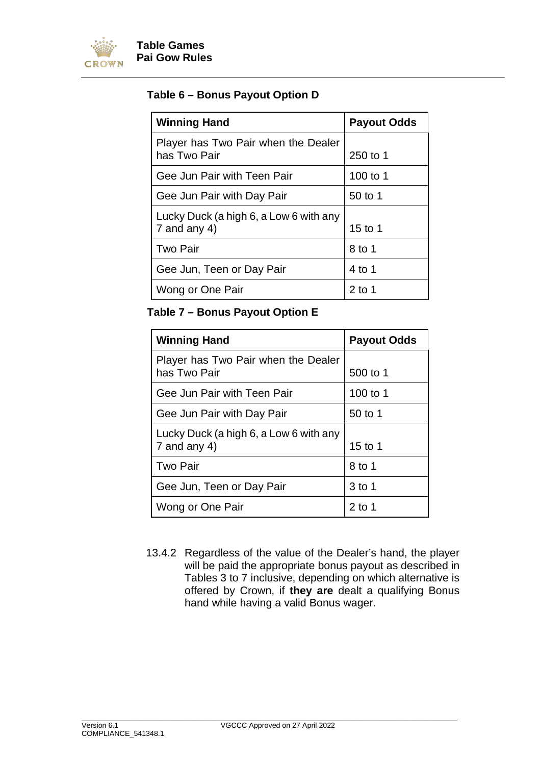**Table 6 – Bonus Payout Option D**

| Winning Hand | Payout Odds |
|---|---|
| Player has Two Pair when the Dealer has Two Pair | 250 to 1 |
| Gee Jun Pair with Teen Pair | 100 to 1 |
| Gee Jun Pair with Day Pair | 50 to 1 |
| Lucky Duck (a high 6, a Low 6 with any 7 and any 4) | 15 to 1 |
| Two Pair | 8 to 1 |
| Gee Jun, Teen or Day Pair | 4 to 1 |
| Wong or One Pair | 2 to 1 |

**Table 7 – Bonus Payout Option E**

| Winning Hand | Payout Odds |
|---|---|
| Player has Two Pair when the Dealer has Two Pair | 500 to 1 |
| Gee Jun Pair with Teen Pair | 100 to 1 |
| Gee Jun Pair with Day Pair | 50 to 1 |
| Lucky Duck (a high 6, a Low 6 with any 7 and any 4) | 15 to 1 |
| Two Pair | 8 to 1 |
| Gee Jun, Teen or Day Pair | 3 to 1 |
| Wong or One Pair | 2 to 1 |

13.4.2 Regardless of the value of the Dealer's hand, the player will be paid the appropriate bonus payout as described in Tables 3 to 7 inclusive, depending on which alternative is offered by Crown, if **they are** dealt a qualifying Bonus hand while having a valid Bonus wager.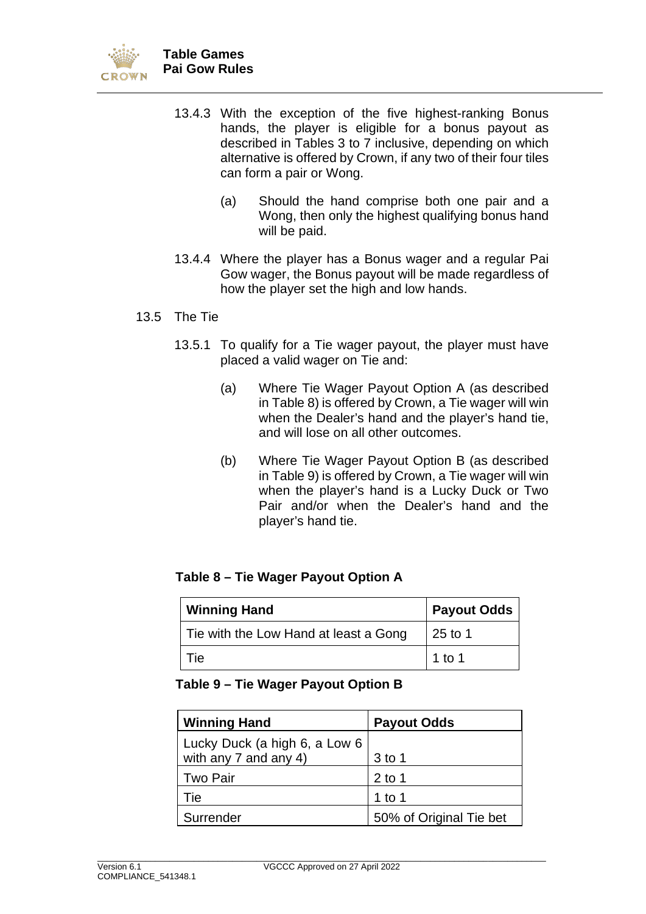13.4.3 With the exception of the five highest-ranking Bonus hands, the player is eligible for a bonus payout as described in Tables 3 to 7 inclusive, depending on which alternative is offered by Crown, if any two of their four tiles can form a pair or Wong.

(a) Should the hand comprise both one pair and a Wong, then only the highest qualifying bonus hand will be paid.

13.4.4 Where the player has a Bonus wager and a regular Pai Gow wager, the Bonus payout will be made regardless of how the player set the high and low hands.

13.5 The Tie

13.5.1 To qualify for a Tie wager payout, the player must have placed a valid wager on Tie and:

(a) Where Tie Wager Payout Option A (as described in Table 8) is offered by Crown, a Tie wager will win when the Dealer's hand and the player's hand tie, and will lose on all other outcomes.

(b) Where Tie Wager Payout Option B (as described in Table 9) is offered by Crown, a Tie wager will win when the player's hand is a Lucky Duck or Two Pair and/or when the Dealer's hand and the player's hand tie.

**Table 8 – Tie Wager Payout Option A**

| Winning Hand | Payout Odds |
|---|---|
| Tie with the Low Hand at least a Gong | 25 to 1 |
| Tie | 1 to 1 |

**Table 9 – Tie Wager Payout Option B**

| Winning Hand | Payout Odds |
|---|---|
| Lucky Duck (a high 6, a Low 6 with any 7 and any 4) | 3 to 1 |
| Two Pair | 2 to 1 |
| Tie | 1 to 1 |
| Surrender | 50% of Original Tie bet |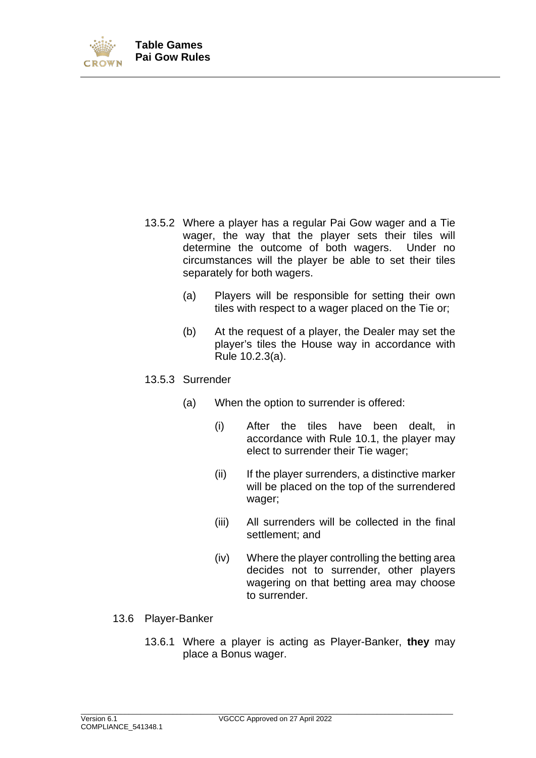13.5.2 Where a player has a regular Pai Gow wager and a Tie wager, the way that the player sets their tiles will determine the outcome of both wagers. Under no circumstances will the player be able to set their tiles separately for both wagers.

(a) Players will be responsible for setting their own tiles with respect to a wager placed on the Tie or;

(b) At the request of a player, the Dealer may set the player's tiles the House way in accordance with Rule 10.2.3(a).

13.5.3 Surrender

(a) When the option to surrender is offered:

(i) After the tiles have been dealt, in accordance with Rule 10.1, the player may elect to surrender their Tie wager;

(ii) If the player surrenders, a distinctive marker will be placed on the top of the surrendered wager;

(iii) All surrenders will be collected in the final settlement; and

(iv) Where the player controlling the betting area decides not to surrender, other players wagering on that betting area may choose to surrender.

13.6 Player-Banker

13.6.1 Where a player is acting as Player-Banker, **they** may place a Bonus wager.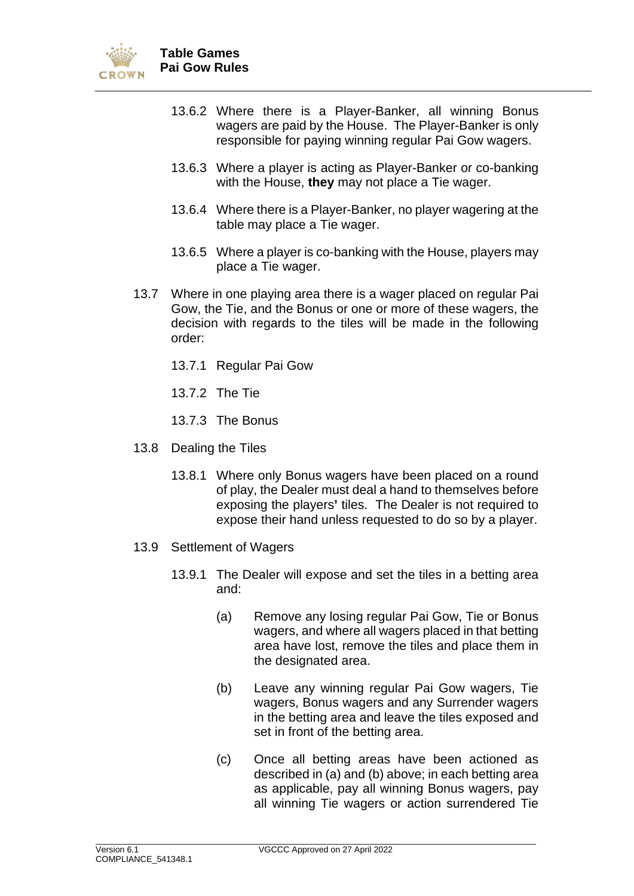13.6.2 Where there is a Player-Banker, all winning Bonus wagers are paid by the House. The Player-Banker is only responsible for paying winning regular Pai Gow wagers.

13.6.3 Where a player is acting as Player-Banker or co-banking with the House, **they** may not place a Tie wager.

13.6.4 Where there is a Player-Banker, no player wagering at the table may place a Tie wager.

13.6.5 Where a player is co-banking with the House, players may place a Tie wager.

13.7 Where in one playing area there is a wager placed on regular Pai Gow, the Tie, and the Bonus or one or more of these wagers, the decision with regards to the tiles will be made in the following order:

13.7.1 Regular Pai Gow

13.7.2 The Tie

13.7.3 The Bonus

13.8 Dealing the Tiles

13.8.1 Where only Bonus wagers have been placed on a round of play, the Dealer must deal a hand to themselves before exposing the players**'** tiles. The Dealer is not required to expose their hand unless requested to do so by a player.

13.9 Settlement of Wagers

13.9.1 The Dealer will expose and set the tiles in a betting area and:

(a) Remove any losing regular Pai Gow, Tie or Bonus wagers, and where all wagers placed in that betting area have lost, remove the tiles and place them in the designated area.

(b) Leave any winning regular Pai Gow wagers, Tie wagers, Bonus wagers and any Surrender wagers in the betting area and leave the tiles exposed and set in front of the betting area.

(c) Once all betting areas have been actioned as described in (a) and (b) above; in each betting area as applicable, pay all winning Bonus wagers, pay all winning Tie wagers or action surrendered Tie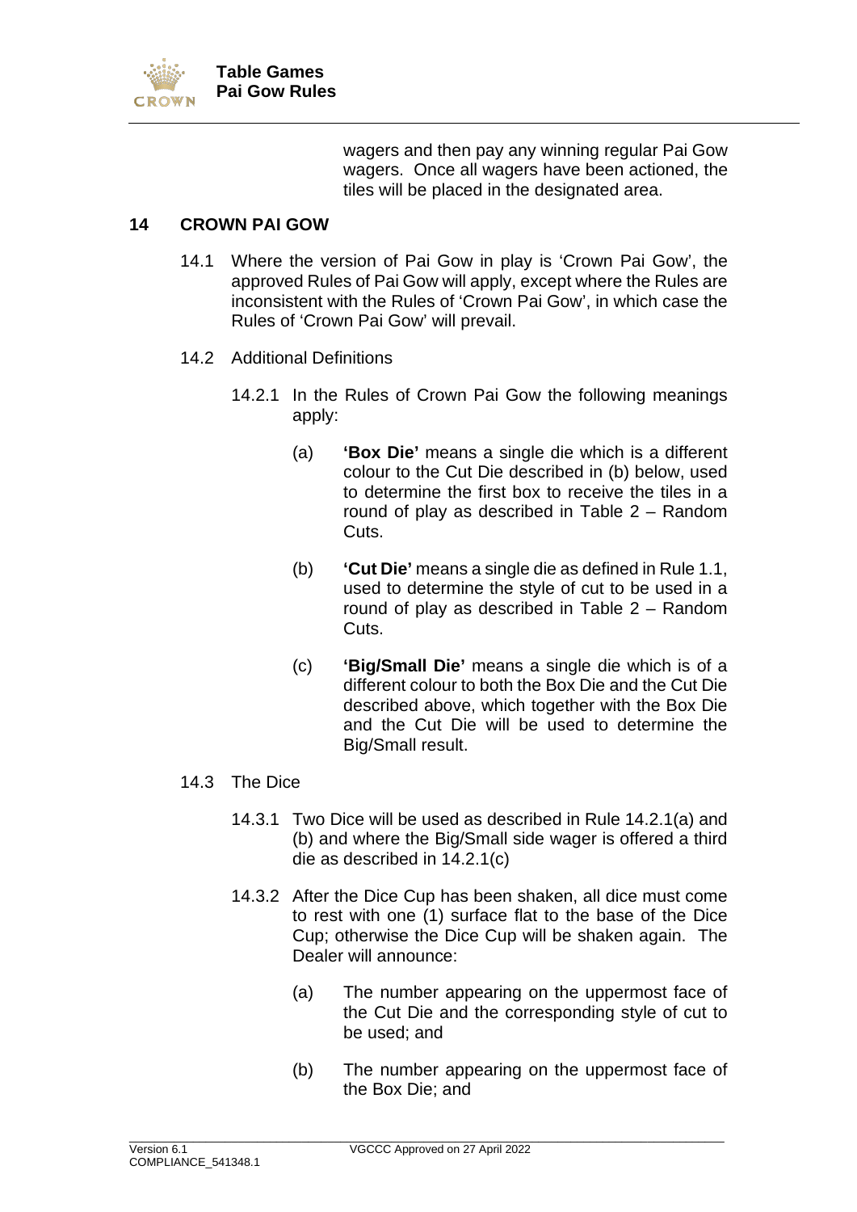wagers and then pay any winning regular Pai Gow wagers. Once all wagers have been actioned, the tiles will be placed in the designated area.

## 14 CROWN PAI GOW

14.1 Where the version of Pai Gow in play is 'Crown Pai Gow', the approved Rules of Pai Gow will apply, except where the Rules are inconsistent with the Rules of 'Crown Pai Gow', in which case the Rules of 'Crown Pai Gow' will prevail.

14.2 Additional Definitions

14.2.1 In the Rules of Crown Pai Gow the following meanings apply:

(a) **'Box Die'** means a single die which is a different colour to the Cut Die described in (b) below, used to determine the first box to receive the tiles in a round of play as described in Table 2 – Random Cuts.

(b) **'Cut Die'** means a single die as defined in Rule 1.1, used to determine the style of cut to be used in a round of play as described in Table 2 – Random Cuts.

(c) **'Big/Small Die'** means a single die which is of a different colour to both the Box Die and the Cut Die described above, which together with the Box Die and the Cut Die will be used to determine the Big/Small result.

14.3 The Dice

14.3.1 Two Dice will be used as described in Rule 14.2.1(a) and (b) and where the Big/Small side wager is offered a third die as described in 14.2.1(c)

14.3.2 After the Dice Cup has been shaken, all dice must come to rest with one (1) surface flat to the base of the Dice Cup; otherwise the Dice Cup will be shaken again. The Dealer will announce:

(a) The number appearing on the uppermost face of the Cut Die and the corresponding style of cut to be used; and

(b) The number appearing on the uppermost face of the Box Die; and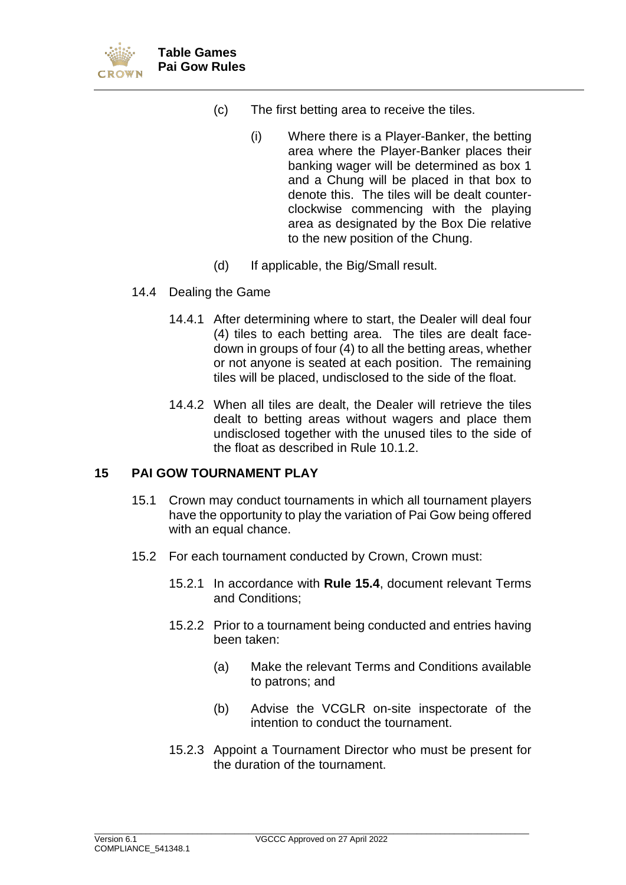(c) The first betting area to receive the tiles.

(i) Where there is a Player-Banker, the betting area where the Player-Banker places their banking wager will be determined as box 1 and a Chung will be placed in that box to denote this. The tiles will be dealt counter-clockwise commencing with the playing area as designated by the Box Die relative to the new position of the Chung.

(d) If applicable, the Big/Small result.

14.4 Dealing the Game

14.4.1 After determining where to start, the Dealer will deal four (4) tiles to each betting area. The tiles are dealt face-down in groups of four (4) to all the betting areas, whether or not anyone is seated at each position. The remaining tiles will be placed, undisclosed to the side of the float.

14.4.2 When all tiles are dealt, the Dealer will retrieve the tiles dealt to betting areas without wagers and place them undisclosed together with the unused tiles to the side of the float as described in Rule 10.1.2.

## 15 PAI GOW TOURNAMENT PLAY

15.1 Crown may conduct tournaments in which all tournament players have the opportunity to play the variation of Pai Gow being offered with an equal chance.

15.2 For each tournament conducted by Crown, Crown must:

15.2.1 In accordance with **Rule 15.4**, document relevant Terms and Conditions;

15.2.2 Prior to a tournament being conducted and entries having been taken:

(a) Make the relevant Terms and Conditions available to patrons; and

(b) Advise the VCGLR on-site inspectorate of the intention to conduct the tournament.

15.2.3 Appoint a Tournament Director who must be present for the duration of the tournament.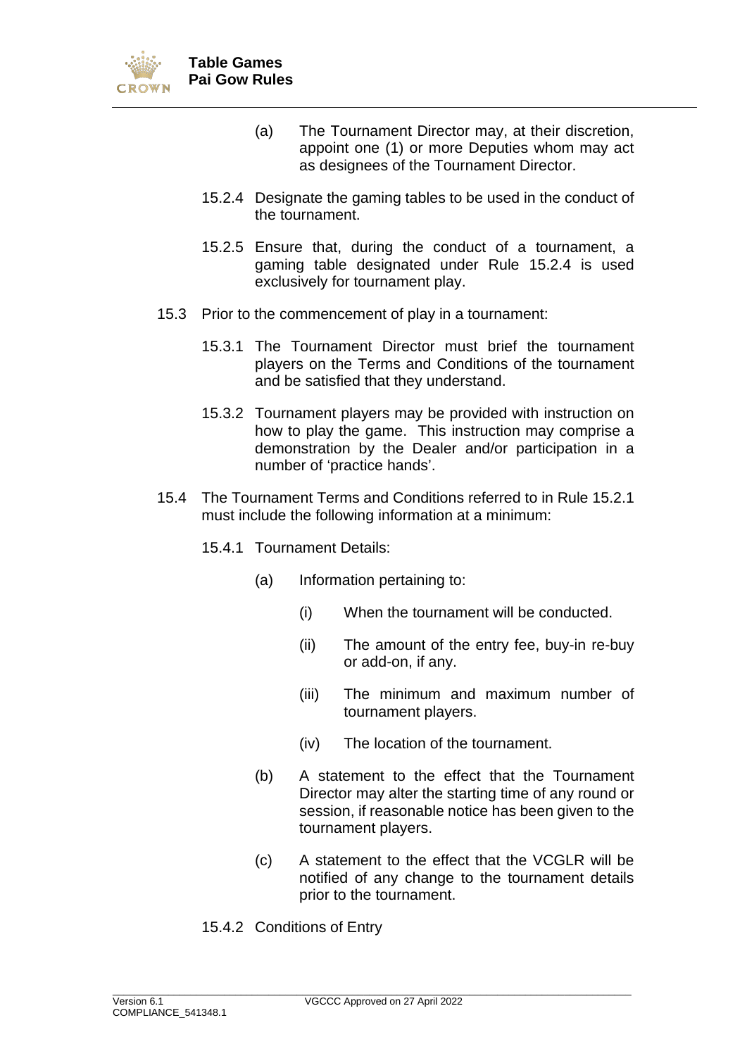(a) The Tournament Director may, at their discretion, appoint one (1) or more Deputies whom may act as designees of the Tournament Director.

15.2.4 Designate the gaming tables to be used in the conduct of the tournament.

15.2.5 Ensure that, during the conduct of a tournament, a gaming table designated under Rule 15.2.4 is used exclusively for tournament play.

15.3 Prior to the commencement of play in a tournament:

15.3.1 The Tournament Director must brief the tournament players on the Terms and Conditions of the tournament and be satisfied that they understand.

15.3.2 Tournament players may be provided with instruction on how to play the game. This instruction may comprise a demonstration by the Dealer and/or participation in a number of 'practice hands'.

15.4 The Tournament Terms and Conditions referred to in Rule 15.2.1 must include the following information at a minimum:

15.4.1 Tournament Details:

(a) Information pertaining to:

(i) When the tournament will be conducted.

(ii) The amount of the entry fee, buy-in re-buy or add-on, if any.

(iii) The minimum and maximum number of tournament players.

(iv) The location of the tournament.

(b) A statement to the effect that the Tournament Director may alter the starting time of any round or session, if reasonable notice has been given to the tournament players.

(c) A statement to the effect that the VCGLR will be notified of any change to the tournament details prior to the tournament.

15.4.2 Conditions of Entry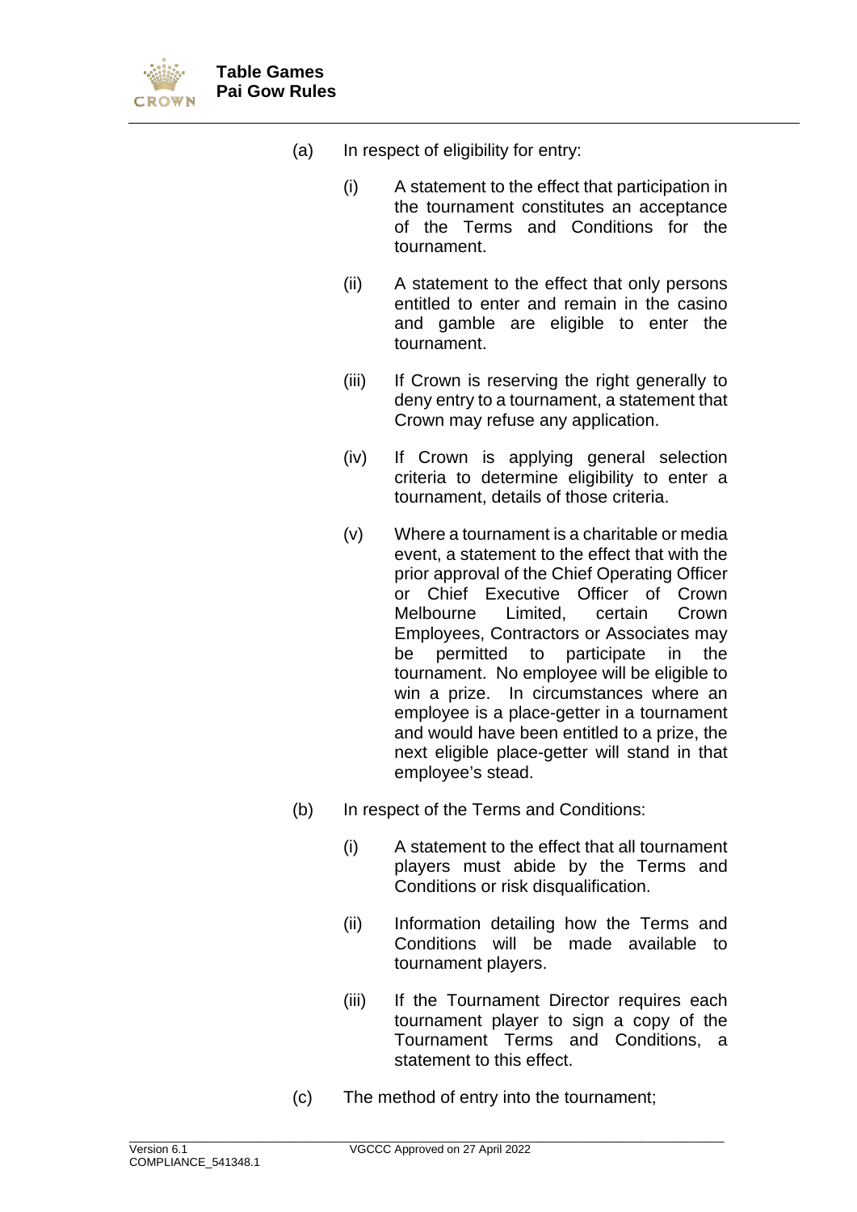(a) In respect of eligibility for entry:

   (i) A statement to the effect that participation in the tournament constitutes an acceptance of the Terms and Conditions for the tournament.

   (ii) A statement to the effect that only persons entitled to enter and remain in the casino and gamble are eligible to enter the tournament.

   (iii) If Crown is reserving the right generally to deny entry to a tournament, a statement that Crown may refuse any application.

   (iv) If Crown is applying general selection criteria to determine eligibility to enter a tournament, details of those criteria.

   (v) Where a tournament is a charitable or media event, a statement to the effect that with the prior approval of the Chief Operating Officer or Chief Executive Officer of Crown Melbourne Limited, certain Crown Employees, Contractors or Associates may be permitted to participate in the tournament. No employee will be eligible to win a prize. In circumstances where an employee is a place-getter in a tournament and would have been entitled to a prize, the next eligible place-getter will stand in that employee's stead.

(b) In respect of the Terms and Conditions:

   (i) A statement to the effect that all tournament players must abide by the Terms and Conditions or risk disqualification.

   (ii) Information detailing how the Terms and Conditions will be made available to tournament players.

   (iii) If the Tournament Director requires each tournament player to sign a copy of the Tournament Terms and Conditions, a statement to this effect.

(c) The method of entry into the tournament;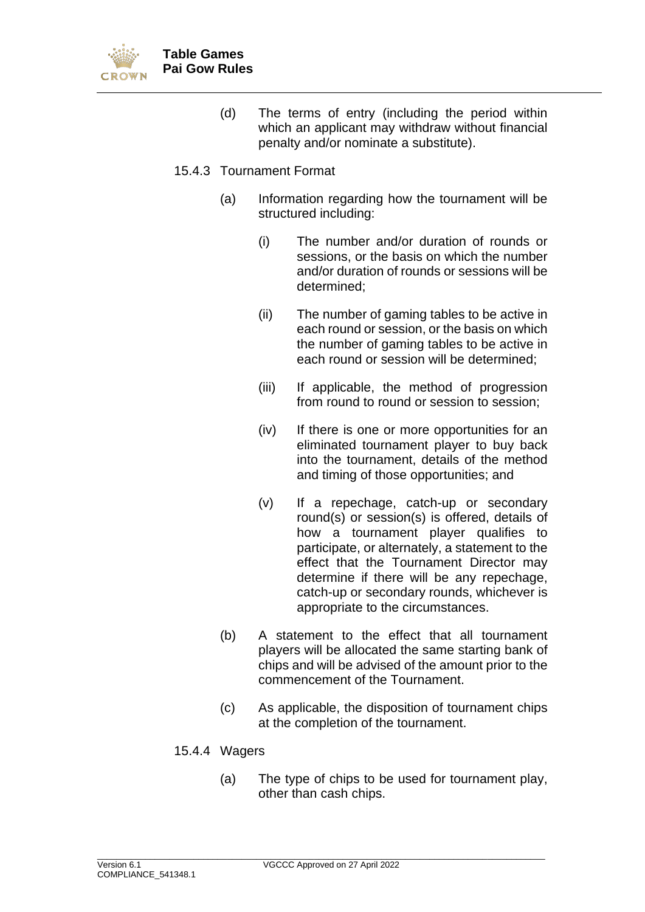(d) The terms of entry (including the period within which an applicant may withdraw without financial penalty and/or nominate a substitute).

15.4.3 Tournament Format

(a) Information regarding how the tournament will be structured including:

(i) The number and/or duration of rounds or sessions, or the basis on which the number and/or duration of rounds or sessions will be determined;

(ii) The number of gaming tables to be active in each round or session, or the basis on which the number of gaming tables to be active in each round or session will be determined;

(iii) If applicable, the method of progression from round to round or session to session;

(iv) If there is one or more opportunities for an eliminated tournament player to buy back into the tournament, details of the method and timing of those opportunities; and

(v) If a repechage, catch-up or secondary round(s) or session(s) is offered, details of how a tournament player qualifies to participate, or alternately, a statement to the effect that the Tournament Director may determine if there will be any repechage, catch-up or secondary rounds, whichever is appropriate to the circumstances.

(b) A statement to the effect that all tournament players will be allocated the same starting bank of chips and will be advised of the amount prior to the commencement of the Tournament.

(c) As applicable, the disposition of tournament chips at the completion of the tournament.

15.4.4 Wagers

(a) The type of chips to be used for tournament play, other than cash chips.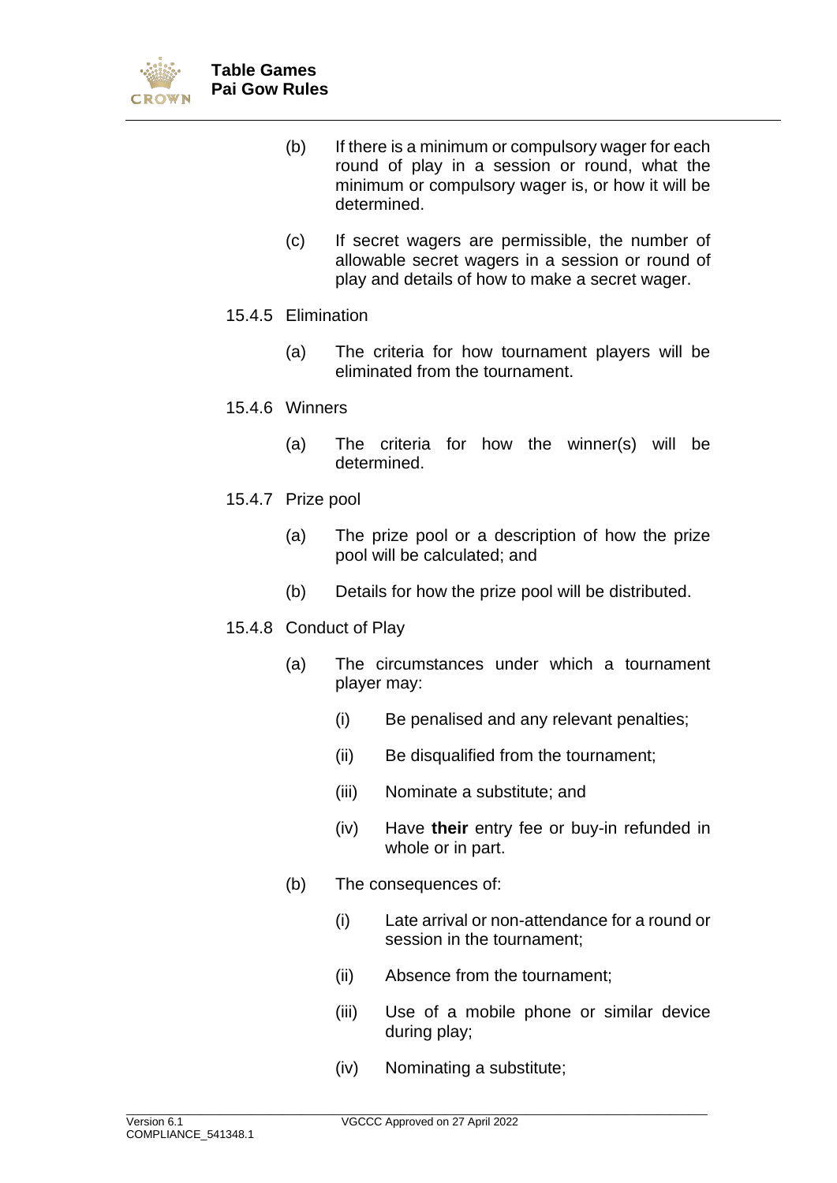(b) If there is a minimum or compulsory wager for each round of play in a session or round, what the minimum or compulsory wager is, or how it will be determined.

(c) If secret wagers are permissible, the number of allowable secret wagers in a session or round of play and details of how to make a secret wager.

15.4.5 Elimination

(a) The criteria for how tournament players will be eliminated from the tournament.

15.4.6 Winners

(a) The criteria for how the winner(s) will be determined.

15.4.7 Prize pool

(a) The prize pool or a description of how the prize pool will be calculated; and

(b) Details for how the prize pool will be distributed.

15.4.8 Conduct of Play

(a) The circumstances under which a tournament player may:

(i) Be penalised and any relevant penalties;

(ii) Be disqualified from the tournament;

(iii) Nominate a substitute; and

(iv) Have **their** entry fee or buy-in refunded in whole or in part.

(b) The consequences of:

(i) Late arrival or non-attendance for a round or session in the tournament;

(ii) Absence from the tournament;

(iii) Use of a mobile phone or similar device during play;

(iv) Nominating a substitute;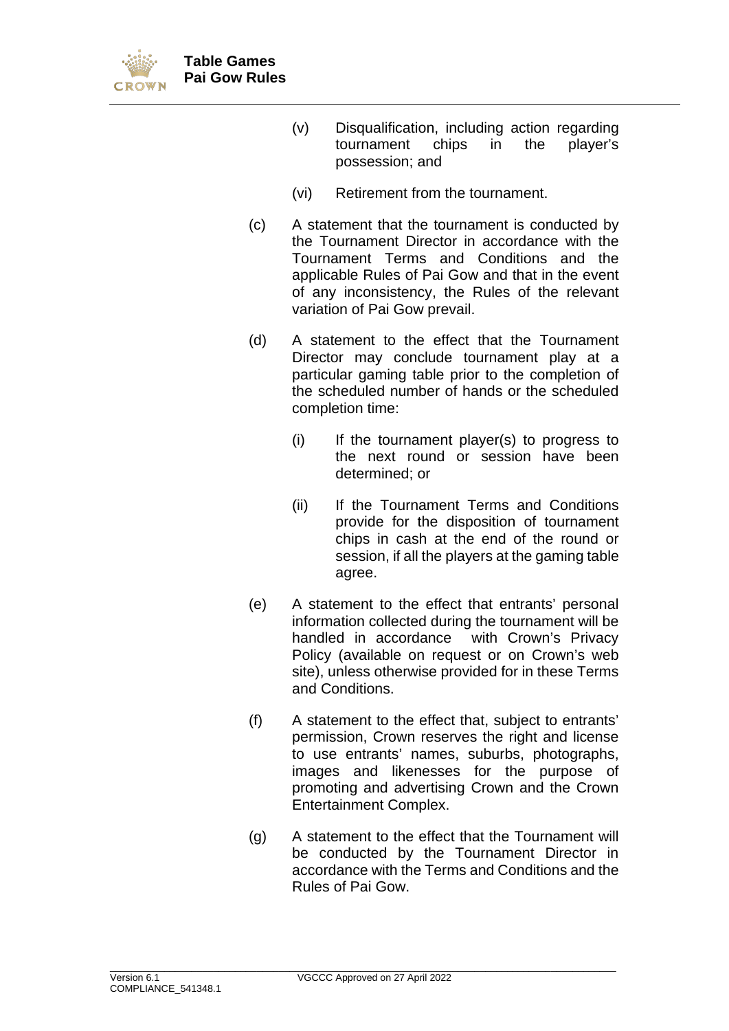(v) Disqualification, including action regarding tournament chips in the player's possession; and

(vi) Retirement from the tournament.

(c) A statement that the tournament is conducted by the Tournament Director in accordance with the Tournament Terms and Conditions and the applicable Rules of Pai Gow and that in the event of any inconsistency, the Rules of the relevant variation of Pai Gow prevail.

(d) A statement to the effect that the Tournament Director may conclude tournament play at a particular gaming table prior to the completion of the scheduled number of hands or the scheduled completion time:

(i) If the tournament player(s) to progress to the next round or session have been determined; or

(ii) If the Tournament Terms and Conditions provide for the disposition of tournament chips in cash at the end of the round or session, if all the players at the gaming table agree.

(e) A statement to the effect that entrants' personal information collected during the tournament will be handled in accordance with Crown's Privacy Policy (available on request or on Crown's web site), unless otherwise provided for in these Terms and Conditions.

(f) A statement to the effect that, subject to entrants' permission, Crown reserves the right and license to use entrants' names, suburbs, photographs, images and likenesses for the purpose of promoting and advertising Crown and the Crown Entertainment Complex.

(g) A statement to the effect that the Tournament will be conducted by the Tournament Director in accordance with the Terms and Conditions and the Rules of Pai Gow.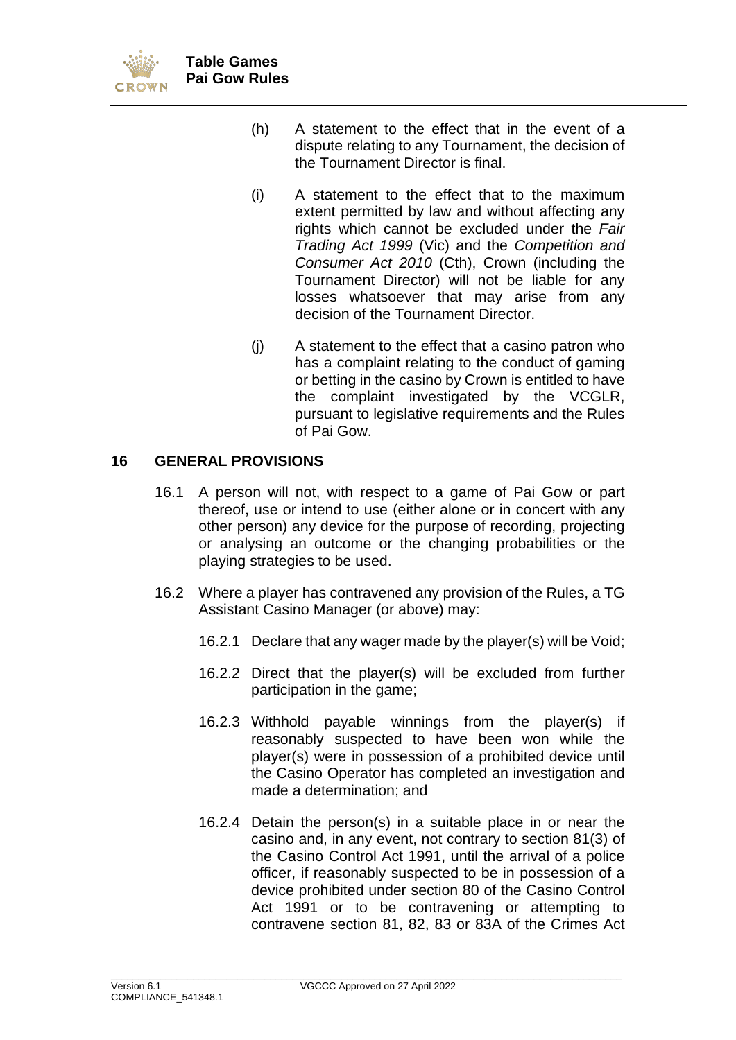(h) A statement to the effect that in the event of a dispute relating to any Tournament, the decision of the Tournament Director is final.

(i) A statement to the effect that to the maximum extent permitted by law and without affecting any rights which cannot be excluded under the *Fair Trading Act 1999* (Vic) and the *Competition and Consumer Act 2010* (Cth), Crown (including the Tournament Director) will not be liable for any losses whatsoever that may arise from any decision of the Tournament Director.

(j) A statement to the effect that a casino patron who has a complaint relating to the conduct of gaming or betting in the casino by Crown is entitled to have the complaint investigated by the VCGLR, pursuant to legislative requirements and the Rules of Pai Gow.

## 16 GENERAL PROVISIONS

16.1 A person will not, with respect to a game of Pai Gow or part thereof, use or intend to use (either alone or in concert with any other person) any device for the purpose of recording, projecting or analysing an outcome or the changing probabilities or the playing strategies to be used.

16.2 Where a player has contravened any provision of the Rules, a TG Assistant Casino Manager (or above) may:

16.2.1 Declare that any wager made by the player(s) will be Void;

16.2.2 Direct that the player(s) will be excluded from further participation in the game;

16.2.3 Withhold payable winnings from the player(s) if reasonably suspected to have been won while the player(s) were in possession of a prohibited device until the Casino Operator has completed an investigation and made a determination; and

16.2.4 Detain the person(s) in a suitable place in or near the casino and, in any event, not contrary to section 81(3) of the Casino Control Act 1991, until the arrival of a police officer, if reasonably suspected to be in possession of a device prohibited under section 80 of the Casino Control Act 1991 or to be contravening or attempting to contravene section 81, 82, 83 or 83A of the Crimes Act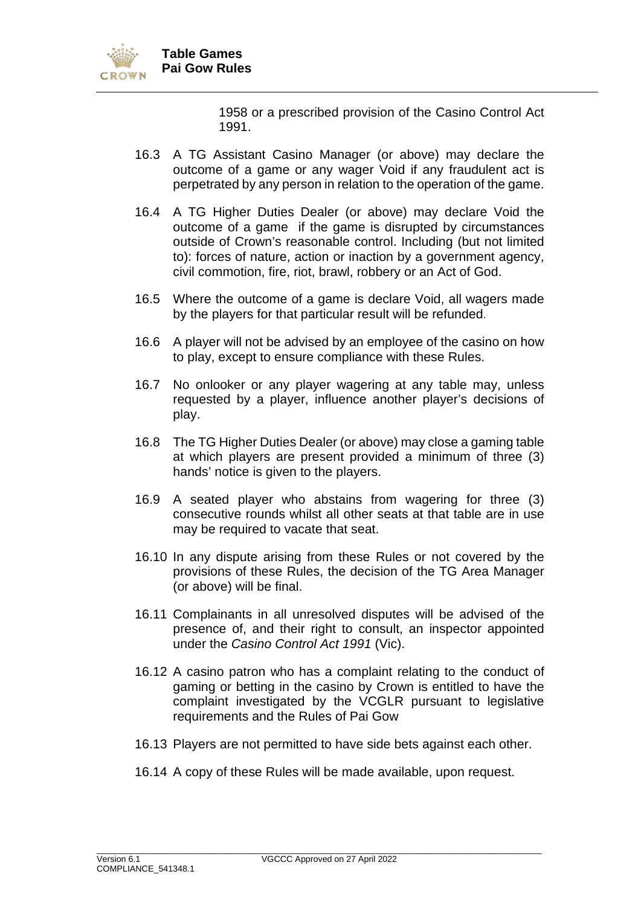1958 or a prescribed provision of the Casino Control Act 1991.

16.3 A TG Assistant Casino Manager (or above) may declare the outcome of a game or any wager Void if any fraudulent act is perpetrated by any person in relation to the operation of the game.

16.4 A TG Higher Duties Dealer (or above) may declare Void the outcome of a game if the game is disrupted by circumstances outside of Crown's reasonable control. Including (but not limited to): forces of nature, action or inaction by a government agency, civil commotion, fire, riot, brawl, robbery or an Act of God.

16.5 Where the outcome of a game is declare Void, all wagers made by the players for that particular result will be refunded.

16.6 A player will not be advised by an employee of the casino on how to play, except to ensure compliance with these Rules.

16.7 No onlooker or any player wagering at any table may, unless requested by a player, influence another player's decisions of play.

16.8 The TG Higher Duties Dealer (or above) may close a gaming table at which players are present provided a minimum of three (3) hands' notice is given to the players.

16.9 A seated player who abstains from wagering for three (3) consecutive rounds whilst all other seats at that table are in use may be required to vacate that seat.

16.10 In any dispute arising from these Rules or not covered by the provisions of these Rules, the decision of the TG Area Manager (or above) will be final.

16.11 Complainants in all unresolved disputes will be advised of the presence of, and their right to consult, an inspector appointed under the *Casino Control Act 1991* (Vic).

16.12 A casino patron who has a complaint relating to the conduct of gaming or betting in the casino by Crown is entitled to have the complaint investigated by the VCGLR pursuant to legislative requirements and the Rules of Pai Gow

16.13 Players are not permitted to have side bets against each other.

16.14 A copy of these Rules will be made available, upon request.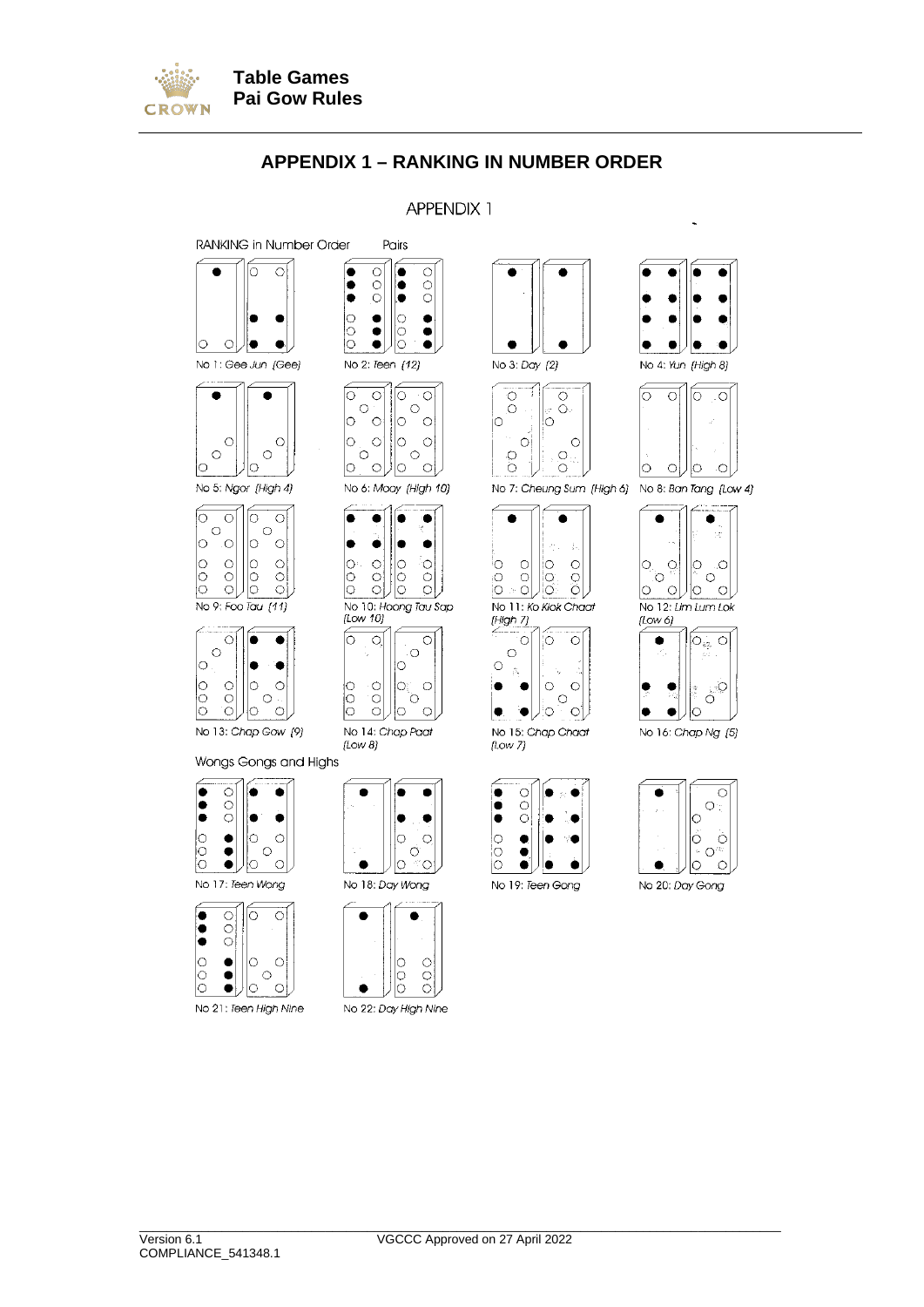## APPENDIX 1 – RANKING IN NUMBER ORDER

APPENDIX 1

RANKING in Number Order

Pairs

No 1: Gee Jun (Gee)

No 2: Teen (12)

No 3: Day (2)

No 4: Yun (High 8)

No 5: Ngor (High 4)

No 6: Mooy (High 10)

No 7: Cheung Sum (High 6)

No 8: Ban Tang (Low 4)

No 9: Foo Tau (11)

No 10: Hoong Tau Sap (Low 10)

No 11: Ko Kiok Chaat (High 7)

No 12: Lim Lum Lok (Low 6)

No 13: Chap Gow (9)

No 14: Chap Paat (Low 8)

No 15: Chap Chaat (Low 7)

No 16: Chap Ng (5)

Wongs Gongs and Highs

No 17: Teen Wong

No 18: Day Wong

No 19: Teen Gong

No 20: Day Gong

No 21: Teen High Nine

No 22: Day High Nine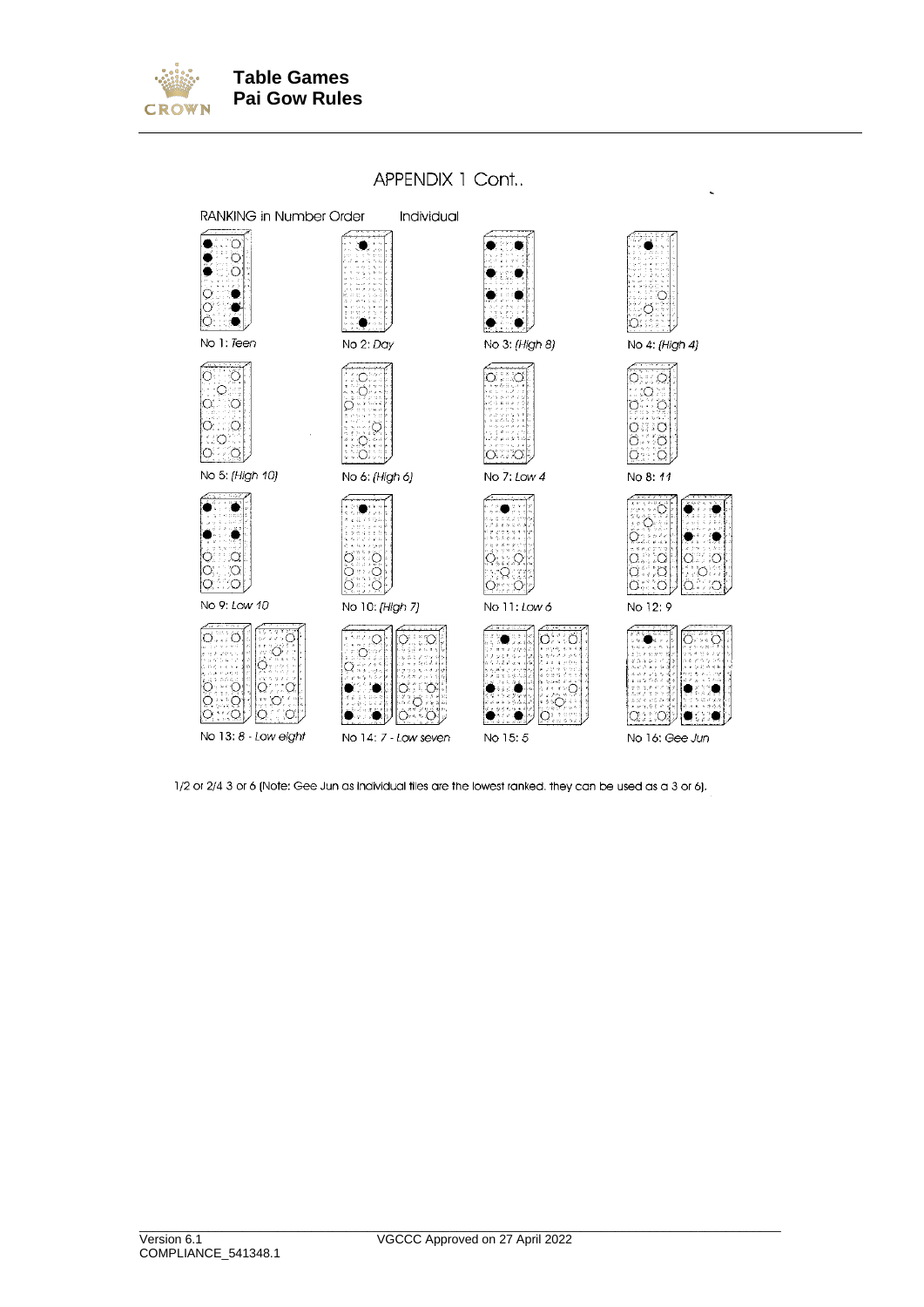APPENDIX 1 Cont..

RANKING in Number Order Individual

No 1: *Teen*

No 2: *Day*

No 3: *(High 8)*

No 4: *(High 4)*

No 5: *(High 10)*

No 6: *(High 6)*

No 7: *Low 4*

No 8: *11*

No 9: *Low 10*

No 10: *(High 7)*

No 11: *Low 6*

No 12: 9

No 13: *8 - Low eight*

No 14: *7 - Low seven*

No 15: *5*

No 16: *Gee Jun*

1/2 or 2/4 3 or 6 (Note: Gee Jun as individual tiles are the lowest ranked. they can be used as a 3 or 6).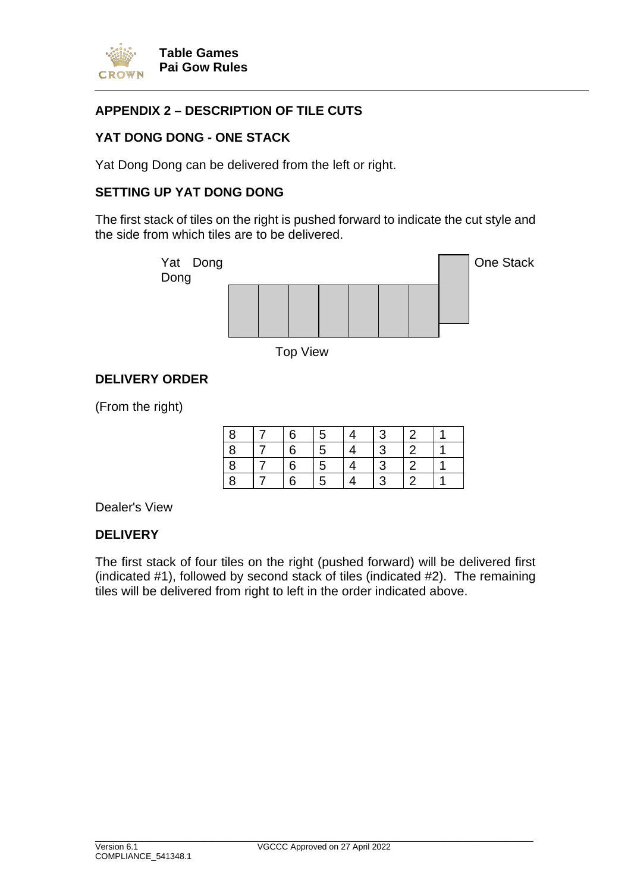## APPENDIX 2 – DESCRIPTION OF TILE CUTS

### YAT DONG DONG - ONE STACK

Yat Dong Dong can be delivered from the left or right.

### SETTING UP YAT DONG DONG

The first stack of tiles on the right is pushed forward to indicate the cut style and the side from which tiles are to be delivered.

Yat Dong Dong

One Stack

Top View

### DELIVERY ORDER

(From the right)

| 8 | 7 | 6 | 5 | 4 | 3 | 2 | 1 |
|---|---|---|---|---|---|---|---|
| 8 | 7 | 6 | 5 | 4 | 3 | 2 | 1 |
| 8 | 7 | 6 | 5 | 4 | 3 | 2 | 1 |
| 8 | 7 | 6 | 5 | 4 | 3 | 2 | 1 |

Dealer's View

### DELIVERY

The first stack of four tiles on the right (pushed forward) will be delivered first (indicated #1), followed by second stack of tiles (indicated #2). The remaining tiles will be delivered from right to left in the order indicated above.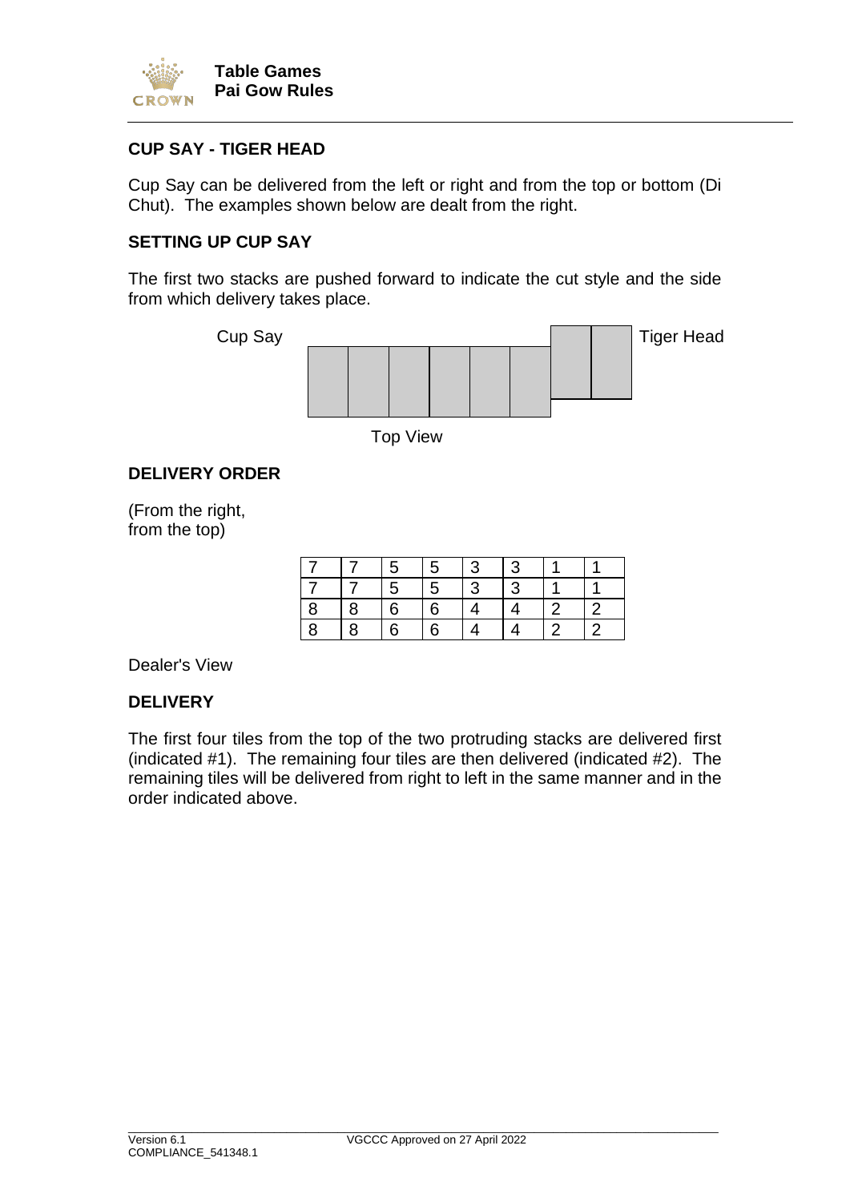## CUP SAY - TIGER HEAD

Cup Say can be delivered from the left or right and from the top or bottom (Di Chut). The examples shown below are dealt from the right.

## SETTING UP CUP SAY

The first two stacks are pushed forward to indicate the cut style and the side from which delivery takes place.

Cup Say

Tiger Head

Top View

## DELIVERY ORDER

(From the right,
from the top)

| | | | | | | | |
|---|---|---|---|---|---|---|---|
| 7 | 7 | 5 | 5 | 3 | 3 | 1 | 1 |
| 7 | 7 | 5 | 5 | 3 | 3 | 1 | 1 |
| 8 | 8 | 6 | 6 | 4 | 4 | 2 | 2 |
| 8 | 8 | 6 | 6 | 4 | 4 | 2 | 2 |

Dealer's View

## DELIVERY

The first four tiles from the top of the two protruding stacks are delivered first (indicated #1). The remaining four tiles are then delivered (indicated #2). The remaining tiles will be delivered from right to left in the same manner and in the order indicated above.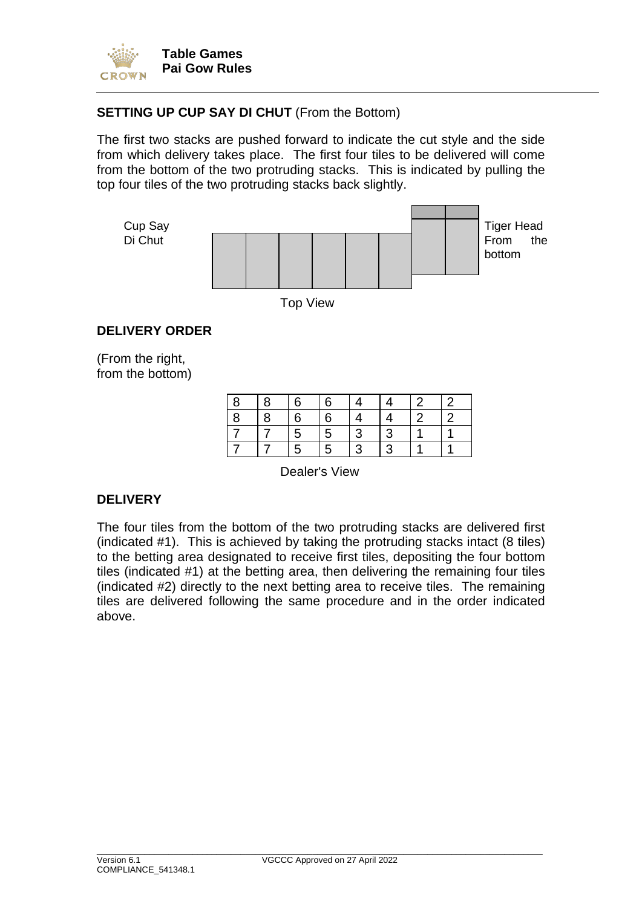**SETTING UP CUP SAY DI CHUT** (From the Bottom)

The first two stacks are pushed forward to indicate the cut style and the side from which delivery takes place. The first four tiles to be delivered will come from the bottom of the two protruding stacks. This is indicated by pulling the top four tiles of the two protruding stacks back slightly.

Cup Say Di Chut

Tiger Head From the bottom

Top View

**DELIVERY ORDER**

(From the right, from the bottom)

| | | | | | | | |
|---|---|---|---|---|---|---|---|
| 8 | 8 | 6 | 6 | 4 | 4 | 2 | 2 |
| 8 | 8 | 6 | 6 | 4 | 4 | 2 | 2 |
| 7 | 7 | 5 | 5 | 3 | 3 | 1 | 1 |
| 7 | 7 | 5 | 5 | 3 | 3 | 1 | 1 |

Dealer's View

**DELIVERY**

The four tiles from the bottom of the two protruding stacks are delivered first (indicated #1). This is achieved by taking the protruding stacks intact (8 tiles) to the betting area designated to receive first tiles, depositing the four bottom tiles (indicated #1) at the betting area, then delivering the remaining four tiles (indicated #2) directly to the next betting area to receive tiles. The remaining tiles are delivered following the same procedure and in the order indicated above.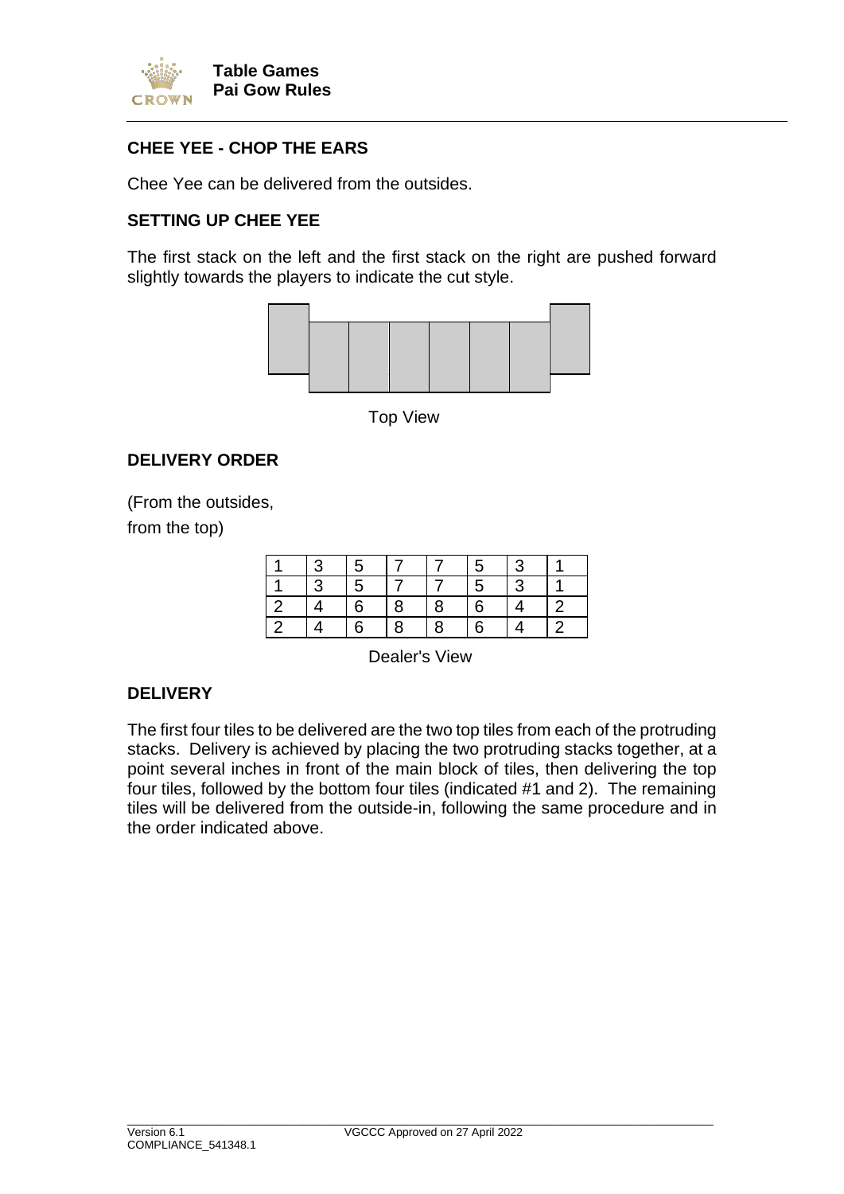## CHEE YEE - CHOP THE EARS

Chee Yee can be delivered from the outsides.

## SETTING UP CHEE YEE

The first stack on the left and the first stack on the right are pushed forward slightly towards the players to indicate the cut style.

Top View

## DELIVERY ORDER

(From the outsides,
from the top)

| | | | | | | | |
|---|---|---|---|---|---|---|---|
| 1 | 3 | 5 | 7 | 7 | 5 | 3 | 1 |
| 1 | 3 | 5 | 7 | 7 | 5 | 3 | 1 |
| 2 | 4 | 6 | 8 | 8 | 6 | 4 | 2 |
| 2 | 4 | 6 | 8 | 8 | 6 | 4 | 2 |

Dealer's View

## DELIVERY

The first four tiles to be delivered are the two top tiles from each of the protruding stacks. Delivery is achieved by placing the two protruding stacks together, at a point several inches in front of the main block of tiles, then delivering the top four tiles, followed by the bottom four tiles (indicated #1 and 2). The remaining tiles will be delivered from the outside-in, following the same procedure and in the order indicated above.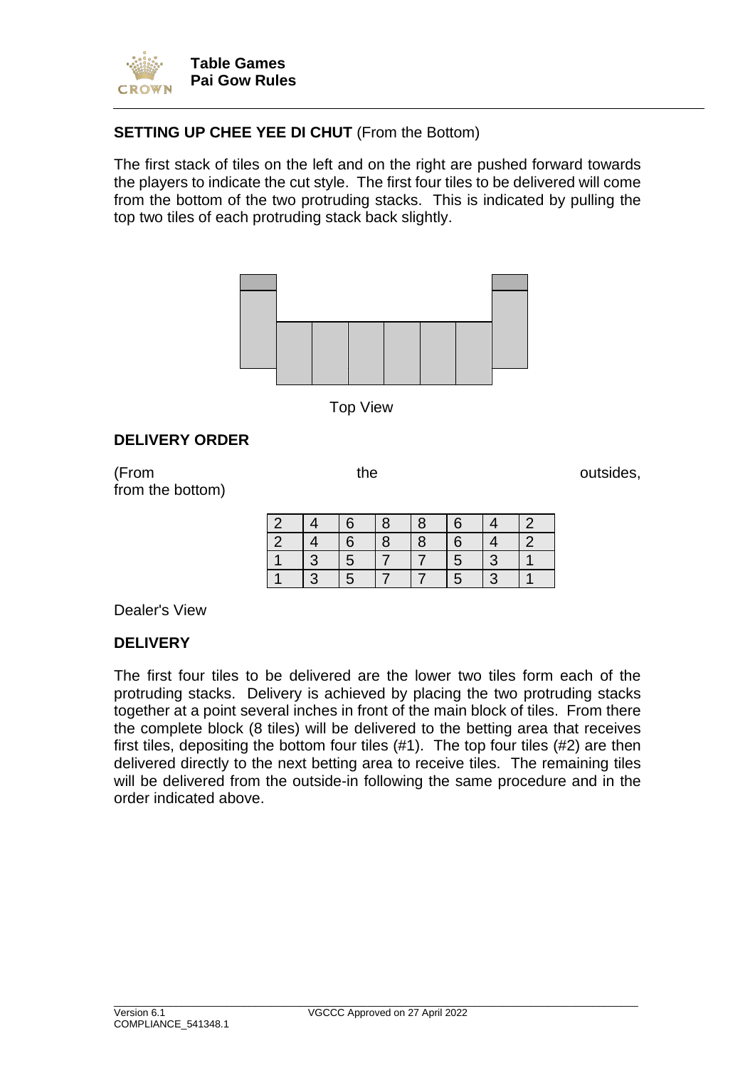## SETTING UP CHEE YEE DI CHUT (From the Bottom)

The first stack of tiles on the left and on the right are pushed forward towards the players to indicate the cut style. The first four tiles to be delivered will come from the bottom of the two protruding stacks. This is indicated by pulling the top two tiles of each protruding stack back slightly.

Top View

## DELIVERY ORDER

(From the outsides, from the bottom)

| | | | | | | | |
|---|---|---|---|---|---|---|---|
| 2 | 4 | 6 | 8 | 8 | 6 | 4 | 2 |
| 2 | 4 | 6 | 8 | 8 | 6 | 4 | 2 |
| 1 | 3 | 5 | 7 | 7 | 5 | 3 | 1 |
| 1 | 3 | 5 | 7 | 7 | 5 | 3 | 1 |

Dealer's View

## DELIVERY

The first four tiles to be delivered are the lower two tiles form each of the protruding stacks. Delivery is achieved by placing the two protruding stacks together at a point several inches in front of the main block of tiles. From there the complete block (8 tiles) will be delivered to the betting area that receives first tiles, depositing the bottom four tiles (#1). The top four tiles (#2) are then delivered directly to the next betting area to receive tiles. The remaining tiles will be delivered from the outside-in following the same procedure and in the order indicated above.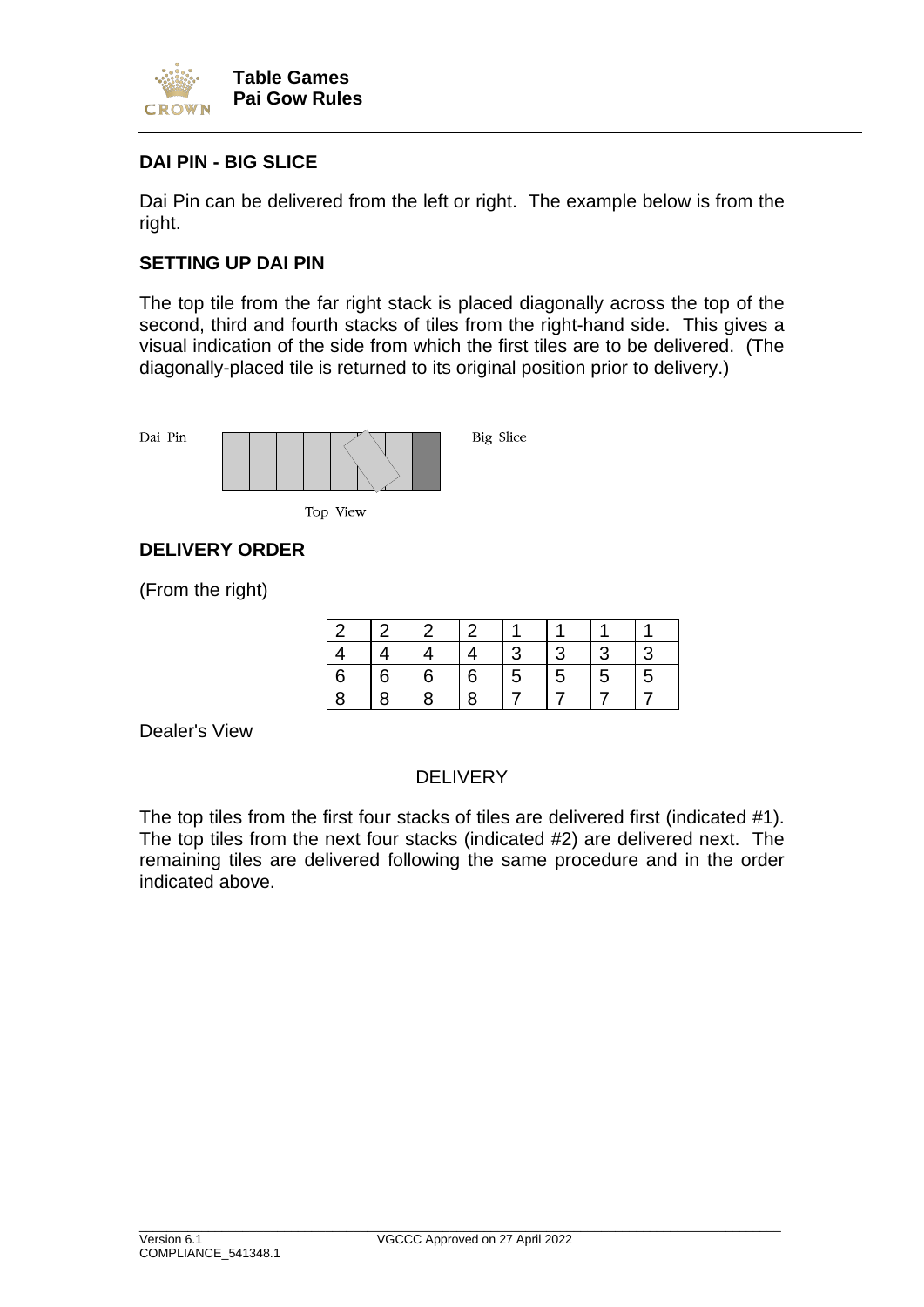## DAI PIN - BIG SLICE

Dai Pin can be delivered from the left or right. The example below is from the right.

## SETTING UP DAI PIN

The top tile from the far right stack is placed diagonally across the top of the second, third and fourth stacks of tiles from the right-hand side. This gives a visual indication of the side from which the first tiles are to be delivered. (The diagonally-placed tile is returned to its original position prior to delivery.)

Dai Pin

Big Slice

Top View

## DELIVERY ORDER

(From the right)

| | | | | | | | |
|---|---|---|---|---|---|---|---|
| 2 | 2 | 2 | 2 | 1 | 1 | 1 | 1 |
| 4 | 4 | 4 | 4 | 3 | 3 | 3 | 3 |
| 6 | 6 | 6 | 6 | 5 | 5 | 5 | 5 |
| 8 | 8 | 8 | 8 | 7 | 7 | 7 | 7 |

Dealer's View

DELIVERY

The top tiles from the first four stacks of tiles are delivered first (indicated #1). The top tiles from the next four stacks (indicated #2) are delivered next. The remaining tiles are delivered following the same procedure and in the order indicated above.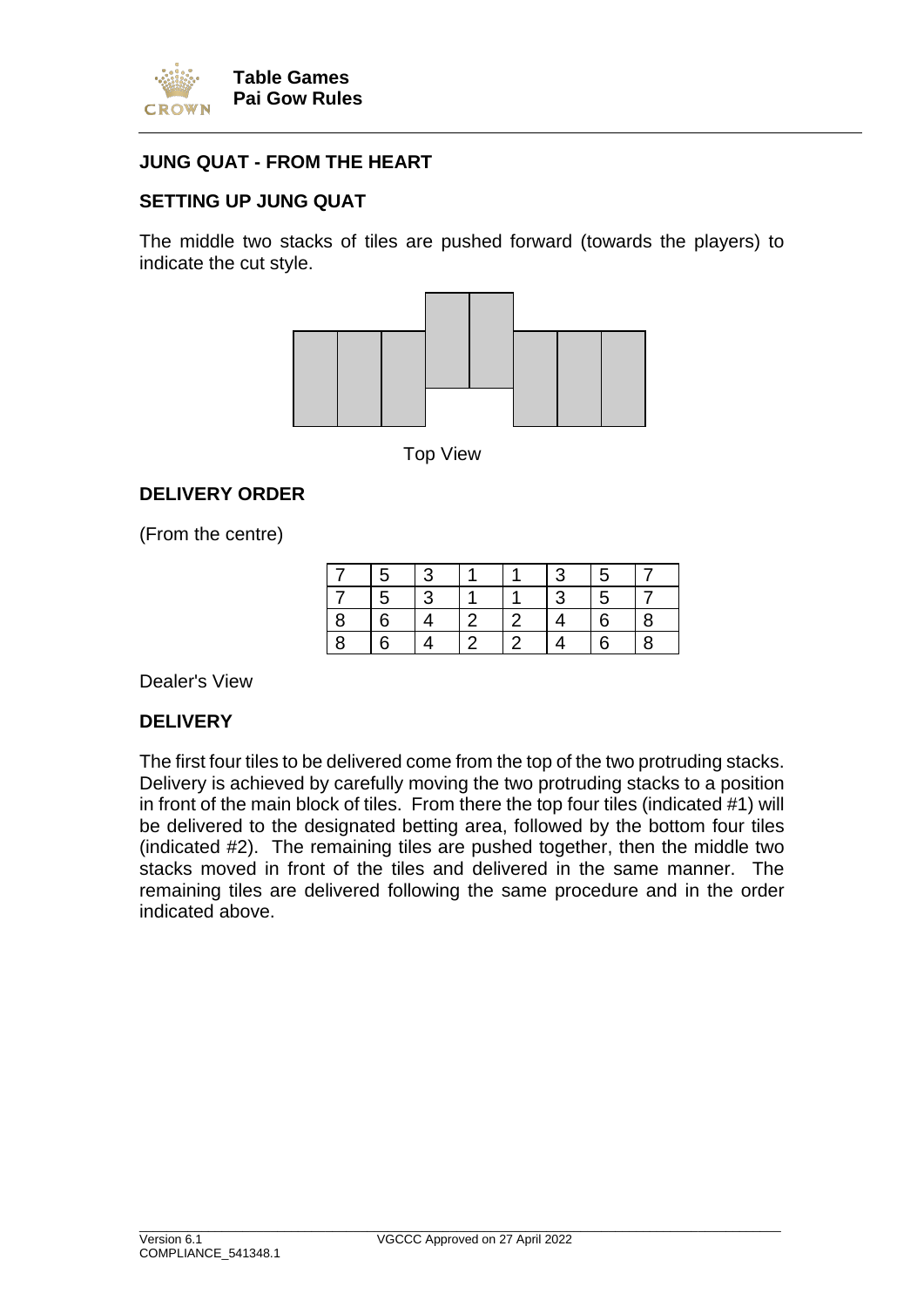## JUNG QUAT - FROM THE HEART

### SETTING UP JUNG QUAT

The middle two stacks of tiles are pushed forward (towards the players) to indicate the cut style.

Top View

### DELIVERY ORDER

(From the centre)

| | | | | | | | |
|---|---|---|---|---|---|---|---|
| 7 | 5 | 3 | 1 | 1 | 3 | 5 | 7 |
| 7 | 5 | 3 | 1 | 1 | 3 | 5 | 7 |
| 8 | 6 | 4 | 2 | 2 | 4 | 6 | 8 |
| 8 | 6 | 4 | 2 | 2 | 4 | 6 | 8 |

Dealer's View

### DELIVERY

The first four tiles to be delivered come from the top of the two protruding stacks. Delivery is achieved by carefully moving the two protruding stacks to a position in front of the main block of tiles. From there the top four tiles (indicated #1) will be delivered to the designated betting area, followed by the bottom four tiles (indicated #2). The remaining tiles are pushed together, then the middle two stacks moved in front of the tiles and delivered in the same manner. The remaining tiles are delivered following the same procedure and in the order indicated above.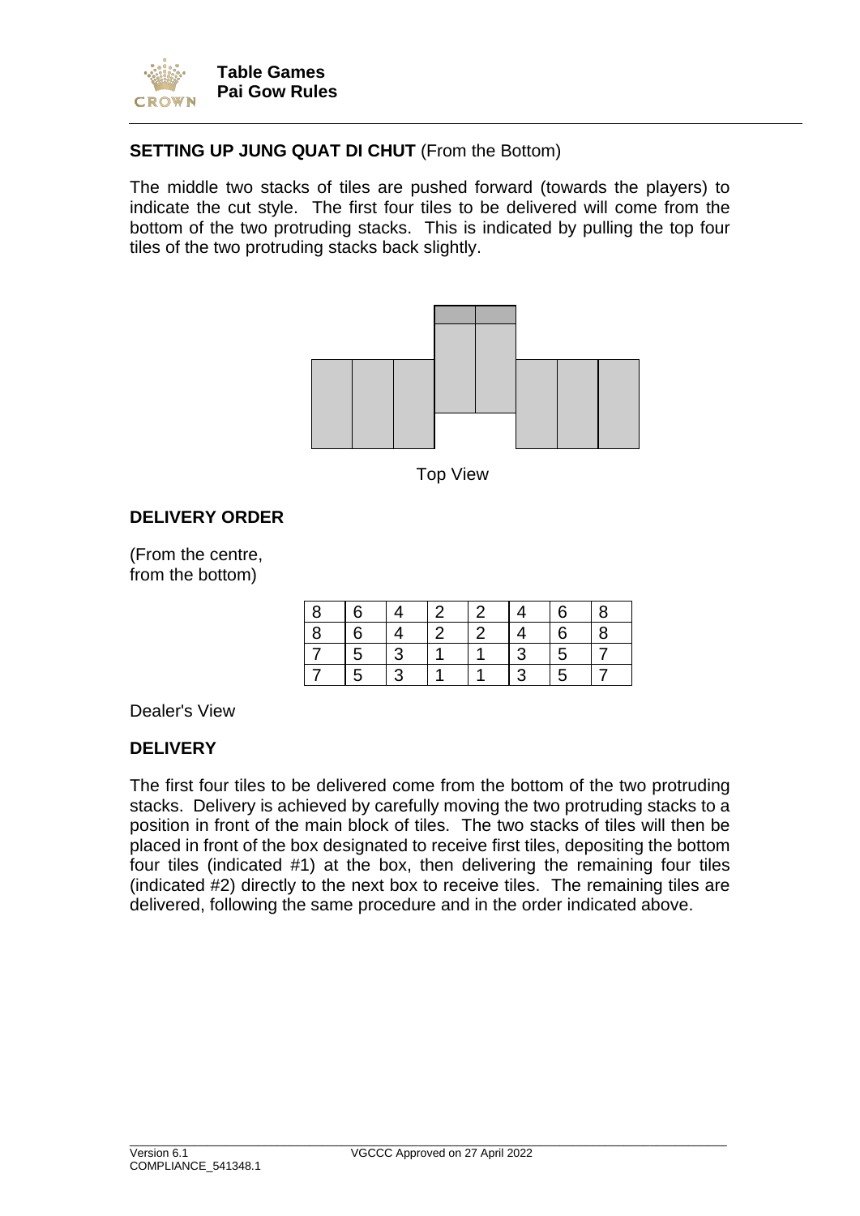**SETTING UP JUNG QUAT DI CHUT** (From the Bottom)

The middle two stacks of tiles are pushed forward (towards the players) to indicate the cut style. The first four tiles to be delivered will come from the bottom of the two protruding stacks. This is indicated by pulling the top four tiles of the two protruding stacks back slightly.

Top View

**DELIVERY ORDER**

(From the centre,
from the bottom)

| | | | | | | | |
|---|---|---|---|---|---|---|---|
| 8 | 6 | 4 | 2 | 2 | 4 | 6 | 8 |
| 8 | 6 | 4 | 2 | 2 | 4 | 6 | 8 |
| 7 | 5 | 3 | 1 | 1 | 3 | 5 | 7 |
| 7 | 5 | 3 | 1 | 1 | 3 | 5 | 7 |

Dealer's View

**DELIVERY**

The first four tiles to be delivered come from the bottom of the two protruding stacks. Delivery is achieved by carefully moving the two protruding stacks to a position in front of the main block of tiles. The two stacks of tiles will then be placed in front of the box designated to receive first tiles, depositing the bottom four tiles (indicated #1) at the box, then delivering the remaining four tiles (indicated #2) directly to the next box to receive tiles. The remaining tiles are delivered, following the same procedure and in the order indicated above.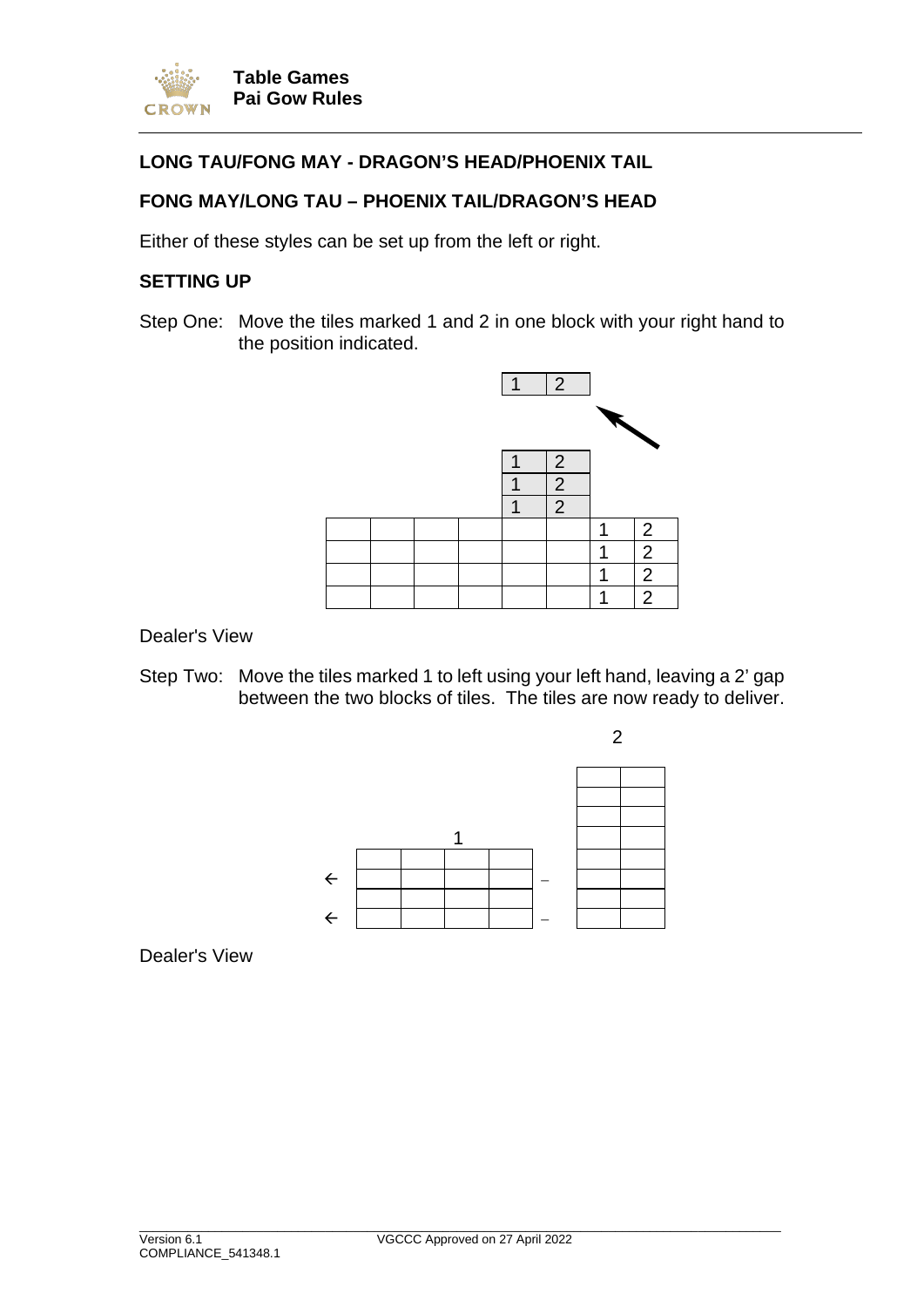**LONG TAU/FONG MAY - DRAGON'S HEAD/PHOENIX TAIL**

**FONG MAY/LONG TAU – PHOENIX TAIL/DRAGON'S HEAD**

Either of these styles can be set up from the left or right.

**SETTING UP**

Step One: Move the tiles marked 1 and 2 in one block with your right hand to the position indicated.

1 2

1 2
1 2
1 2
1 2
1 2
1 2
1 2

Dealer's View

Step Two: Move the tiles marked 1 to left using your left hand, leaving a 2' gap between the two blocks of tiles. The tiles are now ready to deliver.

2

1

←

←

Dealer's View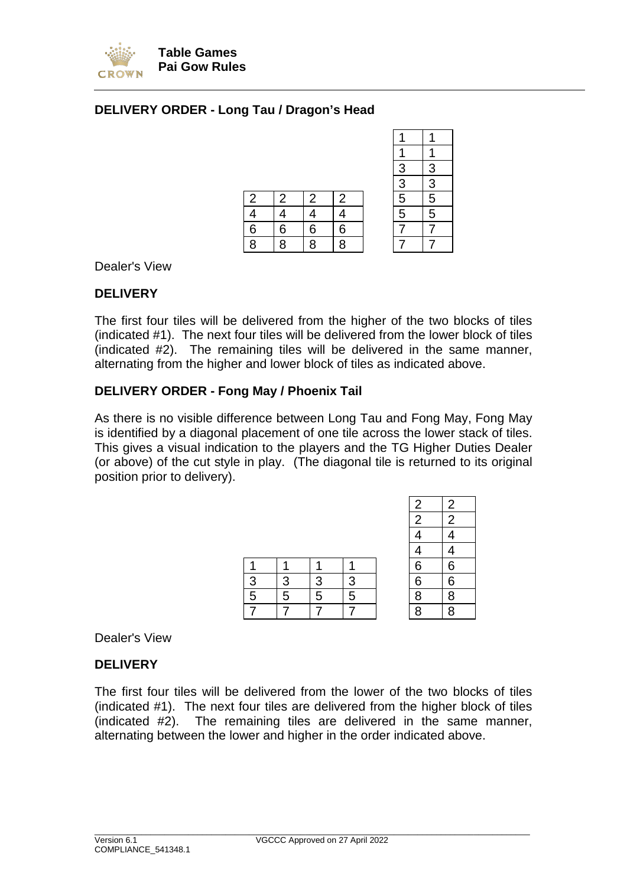## DELIVERY ORDER - Long Tau / Dragon's Head

| | | | |
|---|---|---|---|
| 2 | 2 | 2 | 2 |
| 4 | 4 | 4 | 4 |
| 6 | 6 | 6 | 6 |
| 8 | 8 | 8 | 8 |

| | |
|---|---|
| 1 | 1 |
| 1 | 1 |
| 3 | 3 |
| 3 | 3 |
| 5 | 5 |
| 5 | 5 |
| 7 | 7 |
| 7 | 7 |

Dealer's View

### DELIVERY

The first four tiles will be delivered from the higher of the two blocks of tiles (indicated #1). The next four tiles will be delivered from the lower block of tiles (indicated #2). The remaining tiles will be delivered in the same manner, alternating from the higher and lower block of tiles as indicated above.

## DELIVERY ORDER - Fong May / Phoenix Tail

As there is no visible difference between Long Tau and Fong May, Fong May is identified by a diagonal placement of one tile across the lower stack of tiles. This gives a visual indication to the players and the TG Higher Duties Dealer (or above) of the cut style in play. (The diagonal tile is returned to its original position prior to delivery).

| | | | |
|---|---|---|---|
| 1 | 1 | 1 | 1 |
| 3 | 3 | 3 | 3 |
| 5 | 5 | 5 | 5 |
| 7 | 7 | 7 | 7 |

| | |
|---|---|
| 2 | 2 |
| 2 | 2 |
| 4 | 4 |
| 4 | 4 |
| 6 | 6 |
| 6 | 6 |
| 8 | 8 |
| 8 | 8 |

Dealer's View

### DELIVERY

The first four tiles will be delivered from the lower of the two blocks of tiles (indicated #1). The next four tiles are delivered from the higher block of tiles (indicated #2). The remaining tiles are delivered in the same manner, alternating between the lower and higher in the order indicated above.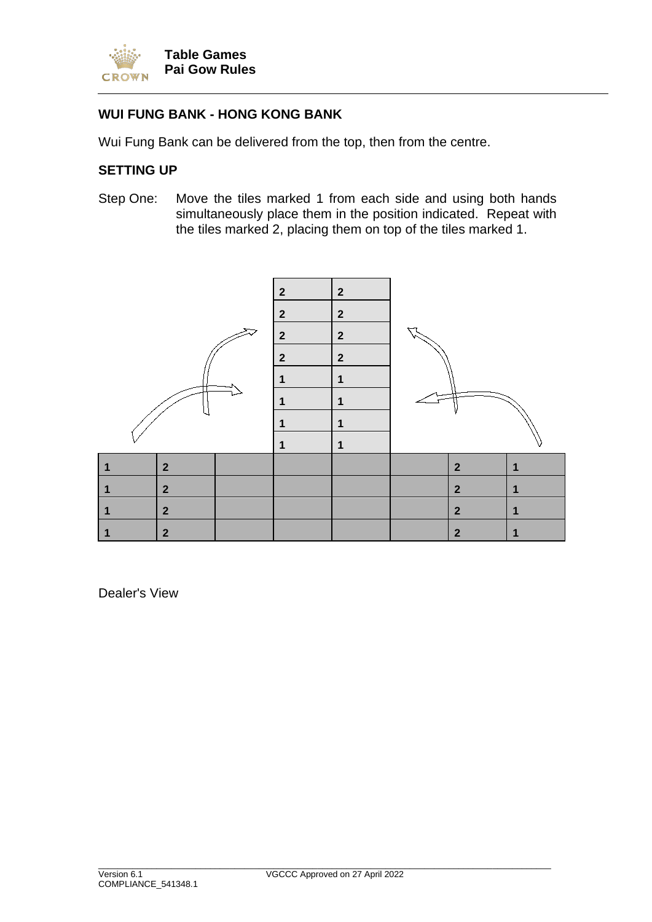## WUI FUNG BANK - HONG KONG BANK

Wui Fung Bank can be delivered from the top, then from the centre.

### SETTING UP

Step One: Move the tiles marked 1 from each side and using both hands simultaneously place them in the position indicated. Repeat with the tiles marked 2, placing them on top of the tiles marked 1.

| | | | | | | | |
|---|---|---|---|---|---|---|---|
| | | | 2 | 2 | | | |
| | | | 2 | 2 | | | |
| | | | 2 | 2 | | | |
| | | | 2 | 2 | | | |
| | | | 1 | 1 | | | |
| | | | 1 | 1 | | | |
| | | | 1 | 1 | | | |
| | | | 1 | 1 | | | |
| 1 | 2 | | | | | 2 | 1 |
| 1 | 2 | | | | | 2 | 1 |
| 1 | 2 | | | | | 2 | 1 |
| 1 | 2 | | | | | 2 | 1 |

Dealer's View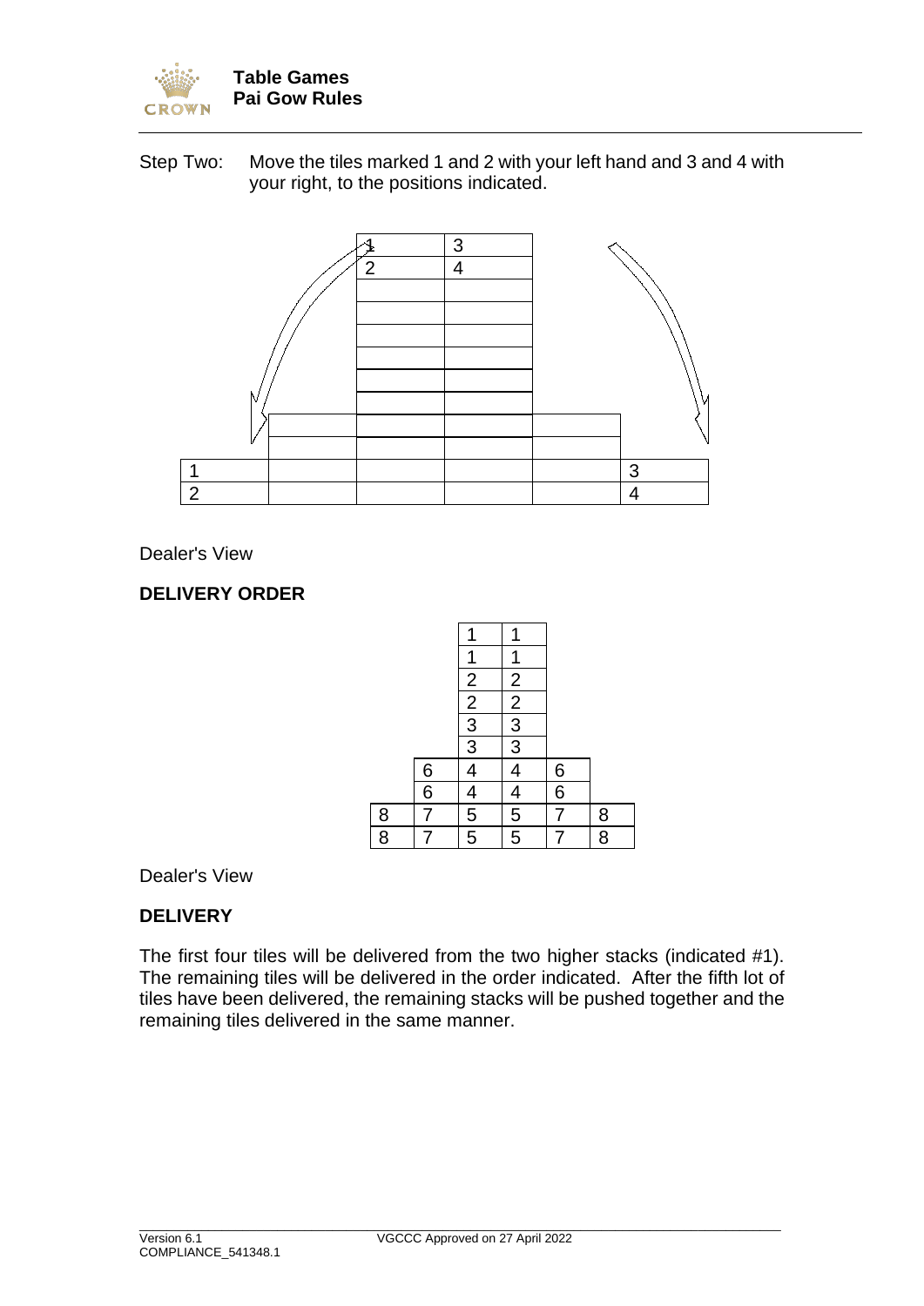Step Two: Move the tiles marked 1 and 2 with your left hand and 3 and 4 with your right, to the positions indicated.

1 3
2 4

1 3
2 4

Dealer's View

**DELIVERY ORDER**

| | | | | | |
|---|---|---|---|---|---|
| | | 1 | 1 | | |
| | | 1 | 1 | | |
| | | 2 | 2 | | |
| | | 2 | 2 | | |
| | | 3 | 3 | | |
| | | 3 | 3 | | |
| | 6 | 4 | 4 | 6 | |
| | 6 | 4 | 4 | 6 | |
| 8 | 7 | 5 | 5 | 7 | 8 |
| 8 | 7 | 5 | 5 | 7 | 8 |

Dealer's View

**DELIVERY**

The first four tiles will be delivered from the two higher stacks (indicated #1). The remaining tiles will be delivered in the order indicated. After the fifth lot of tiles have been delivered, the remaining stacks will be pushed together and the remaining tiles delivered in the same manner.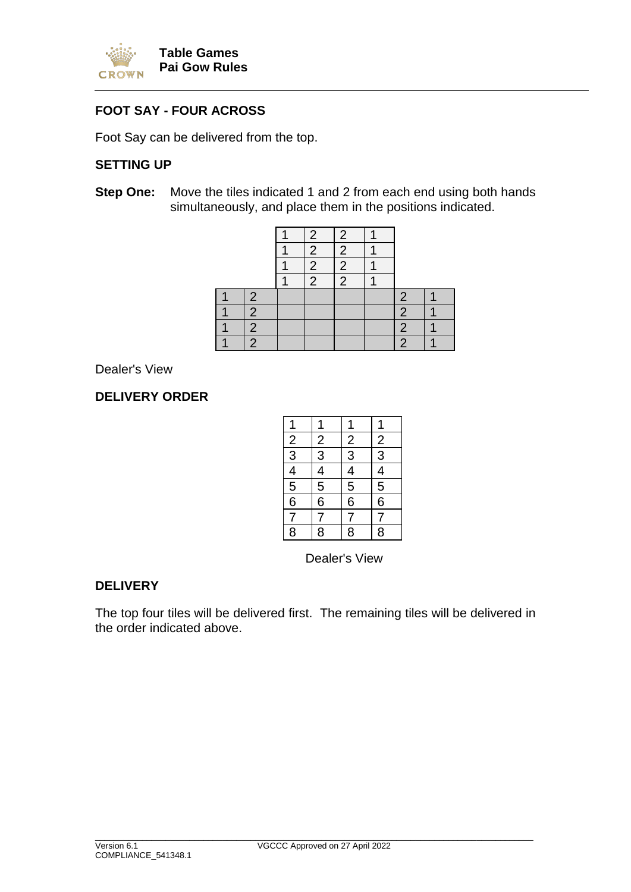## FOOT SAY - FOUR ACROSS

Foot Say can be delivered from the top.

### SETTING UP

**Step One:** Move the tiles indicated 1 and 2 from each end using both hands simultaneously, and place them in the positions indicated.

| | | | | | | | |
|---|---|---|---|---|---|---|---|
| | | 1 | 2 | 2 | 1 | | |
| | | 1 | 2 | 2 | 1 | | |
| | | 1 | 2 | 2 | 1 | | |
| | | 1 | 2 | 2 | 1 | | |
| 1 | 2 | | | | | 2 | 1 |
| 1 | 2 | | | | | 2 | 1 |
| 1 | 2 | | | | | 2 | 1 |
| 1 | 2 | | | | | 2 | 1 |

Dealer's View

### DELIVERY ORDER

| | | | |
|---|---|---|---|
| 1 | 1 | 1 | 1 |
| 2 | 2 | 2 | 2 |
| 3 | 3 | 3 | 3 |
| 4 | 4 | 4 | 4 |
| 5 | 5 | 5 | 5 |
| 6 | 6 | 6 | 6 |
| 7 | 7 | 7 | 7 |
| 8 | 8 | 8 | 8 |

Dealer's View

### DELIVERY

The top four tiles will be delivered first. The remaining tiles will be delivered in the order indicated above.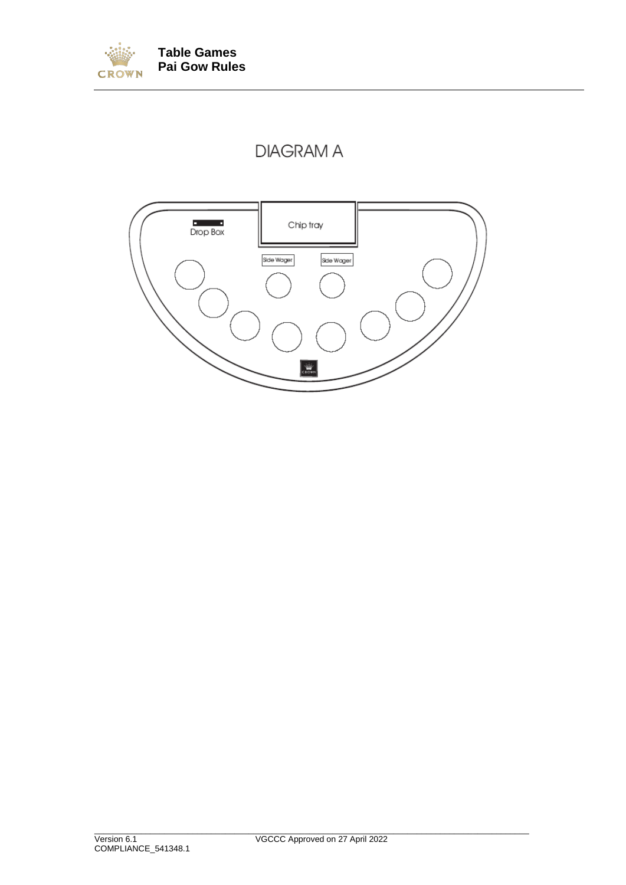# DIAGRAM A

Drop Box

Chip tray

Side Wager

Side Wager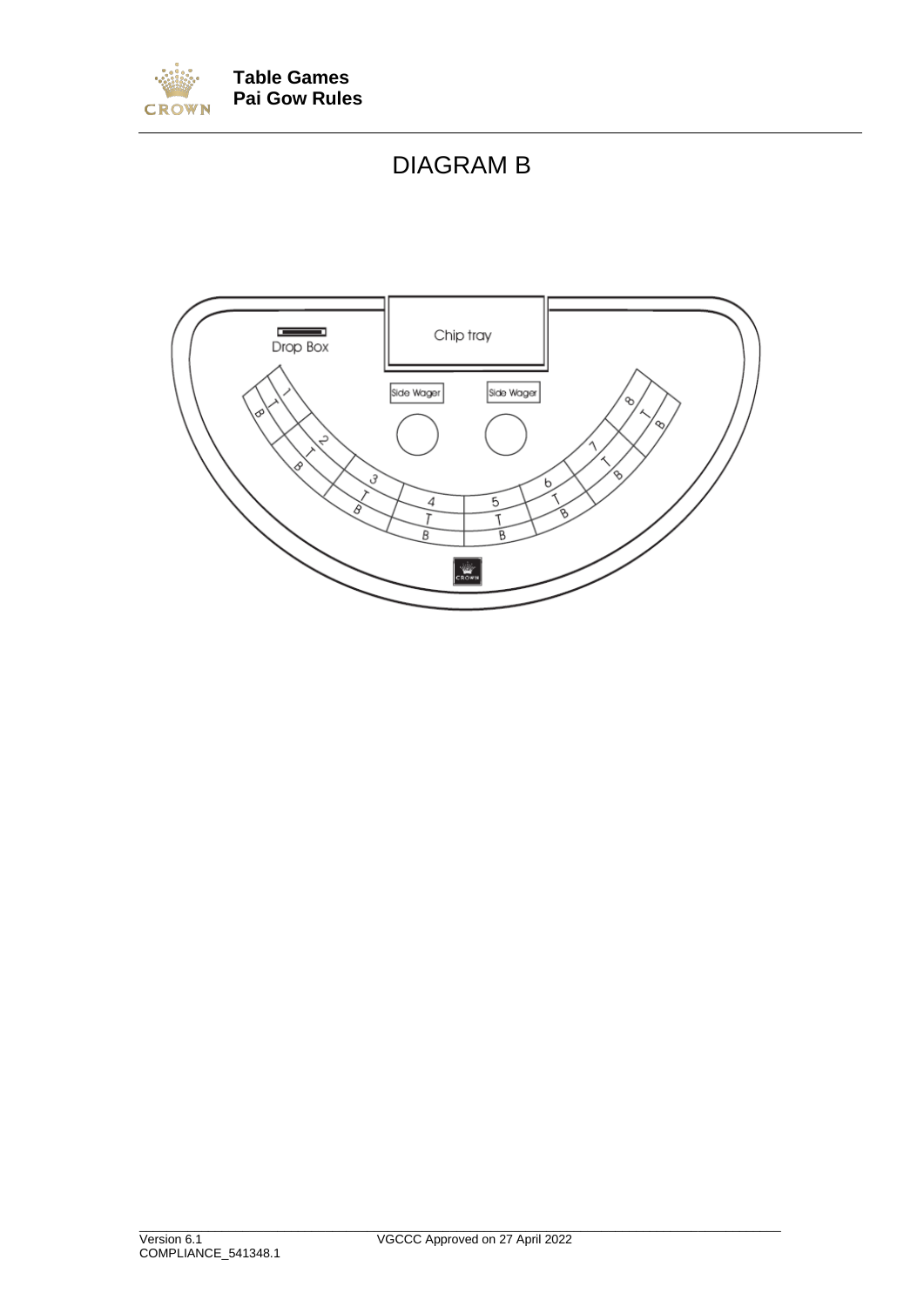# DIAGRAM B

Drop Box

Chip tray

Side Wager

Side Wager

1 T B

2 T B

3 T B

4 T B

5 T B

6 T B

7 T B

8 T B